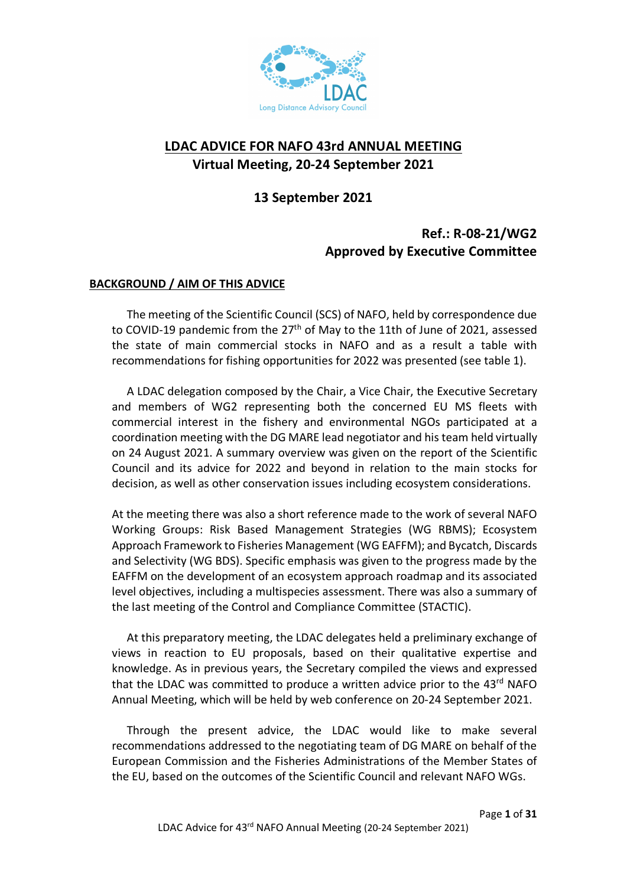LDAC

Long Distance Advisory Council

# LDAC ADVICE FOR NAFO 43rd ANNUAL MEETING

## Virtual Meeting, 20-24 September 2021

## 13 September 2021

**Ref.: R-08-21/WG2**
**Approved by Executive Committee**

## BACKGROUND / AIM OF THIS ADVICE

The meeting of the Scientific Council (SCS) of NAFO, held by correspondence due to COVID-19 pandemic from the 27th of May to the 11th of June of 2021, assessed the state of main commercial stocks in NAFO and as a result a table with recommendations for fishing opportunities for 2022 was presented (see table 1).

A LDAC delegation composed by the Chair, a Vice Chair, the Executive Secretary and members of WG2 representing both the concerned EU MS fleets with commercial interest in the fishery and environmental NGOs participated at a coordination meeting with the DG MARE lead negotiator and his team held virtually on 24 August 2021. A summary overview was given on the report of the Scientific Council and its advice for 2022 and beyond in relation to the main stocks for decision, as well as other conservation issues including ecosystem considerations.

At the meeting there was also a short reference made to the work of several NAFO Working Groups: Risk Based Management Strategies (WG RBMS); Ecosystem Approach Framework to Fisheries Management (WG EAFFM); and Bycatch, Discards and Selectivity (WG BDS). Specific emphasis was given to the progress made by the EAFFM on the development of an ecosystem approach roadmap and its associated level objectives, including a multispecies assessment. There was also a summary of the last meeting of the Control and Compliance Committee (STACTIC).

At this preparatory meeting, the LDAC delegates held a preliminary exchange of views in reaction to EU proposals, based on their qualitative expertise and knowledge. As in previous years, the Secretary compiled the views and expressed that the LDAC was committed to produce a written advice prior to the 43rd NAFO Annual Meeting, which will be held by web conference on 20-24 September 2021.

Through the present advice, the LDAC would like to make several recommendations addressed to the negotiating team of DG MARE on behalf of the European Commission and the Fisheries Administrations of the Member States of the EU, based on the outcomes of the Scientific Council and relevant NAFO WGs.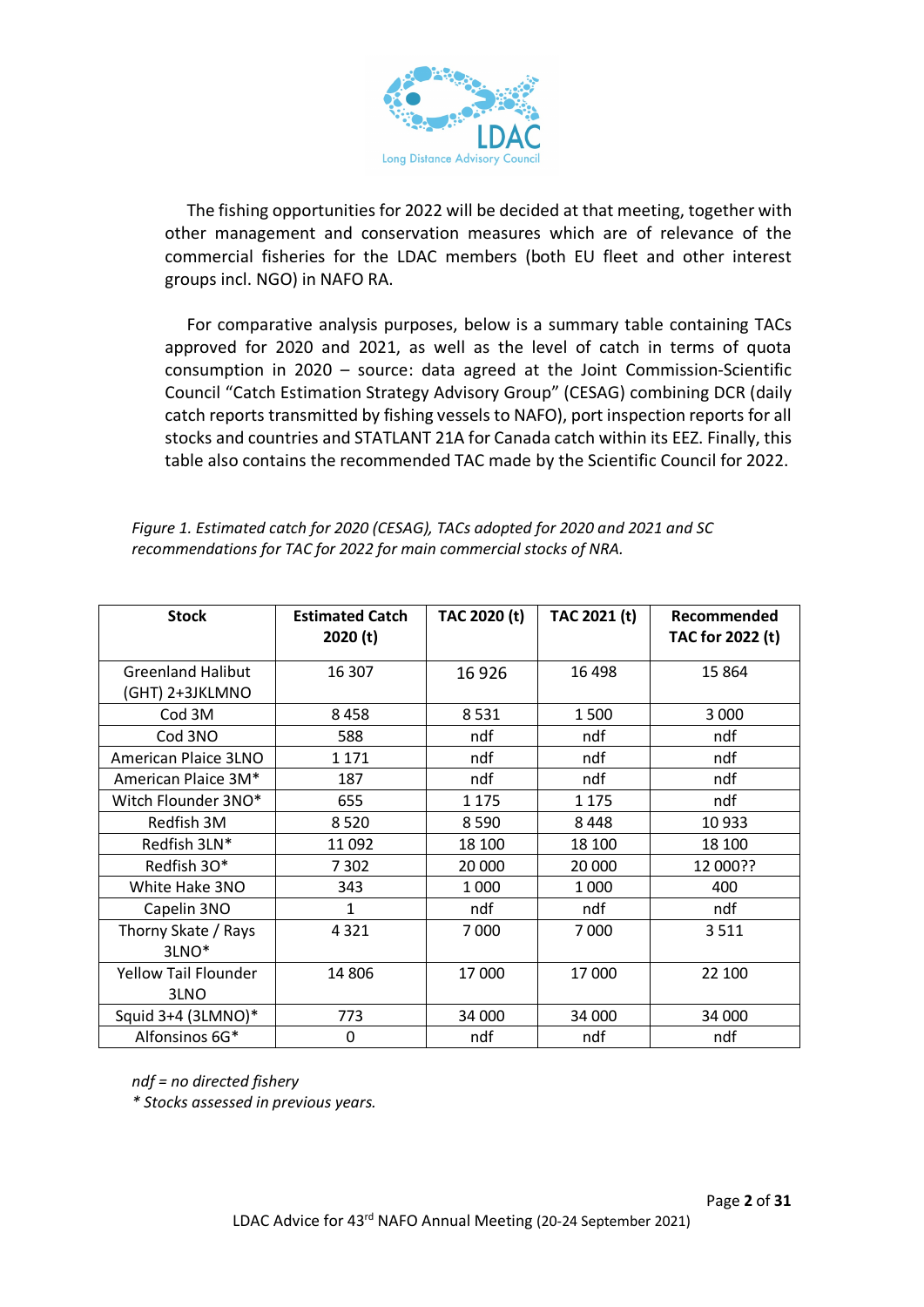The fishing opportunities for 2022 will be decided at that meeting, together with other management and conservation measures which are of relevance of the commercial fisheries for the LDAC members (both EU fleet and other interest groups incl. NGO) in NAFO RA.

For comparative analysis purposes, below is a summary table containing TACs approved for 2020 and 2021, as well as the level of catch in terms of quota consumption in 2020 – source: data agreed at the Joint Commission-Scientific Council "Catch Estimation Strategy Advisory Group" (CESAG) combining DCR (daily catch reports transmitted by fishing vessels to NAFO), port inspection reports for all stocks and countries and STATLANT 21A for Canada catch within its EEZ. Finally, this table also contains the recommended TAC made by the Scientific Council for 2022.

*Figure 1. Estimated catch for 2020 (CESAG), TACs adopted for 2020 and 2021 and SC recommendations for TAC for 2022 for main commercial stocks of NRA.*

| Stock | Estimated Catch 2020 (t) | TAC 2020 (t) | TAC 2021 (t) | Recommended TAC for 2022 (t) |
|---|---|---|---|---|
| Greenland Halibut (GHT) 2+3JKLMNO | 16 307 | 16 926 | 16 498 | 15 864 |
| Cod 3M | 8 458 | 8 531 | 1 500 | 3 000 |
| Cod 3NO | 588 | ndf | ndf | ndf |
| American Plaice 3LNO | 1 171 | ndf | ndf | ndf |
| American Plaice 3M* | 187 | ndf | ndf | ndf |
| Witch Flounder 3NO* | 655 | 1 175 | 1 175 | ndf |
| Redfish 3M | 8 520 | 8 590 | 8 448 | 10 933 |
| Redfish 3LN* | 11 092 | 18 100 | 18 100 | 18 100 |
| Redfish 3O* | 7 302 | 20 000 | 20 000 | 12 000?? |
| White Hake 3NO | 343 | 1 000 | 1 000 | 400 |
| Capelin 3NO | 1 | ndf | ndf | ndf |
| Thorny Skate / Rays 3LNO* | 4 321 | 7 000 | 7 000 | 3 511 |
| Yellow Tail Flounder 3LNO | 14 806 | 17 000 | 17 000 | 22 100 |
| Squid 3+4 (3LMNO)* | 773 | 34 000 | 34 000 | 34 000 |
| Alfonsinos 6G* | 0 | ndf | ndf | ndf |

*ndf = no directed fishery*
*\* Stocks assessed in previous years.*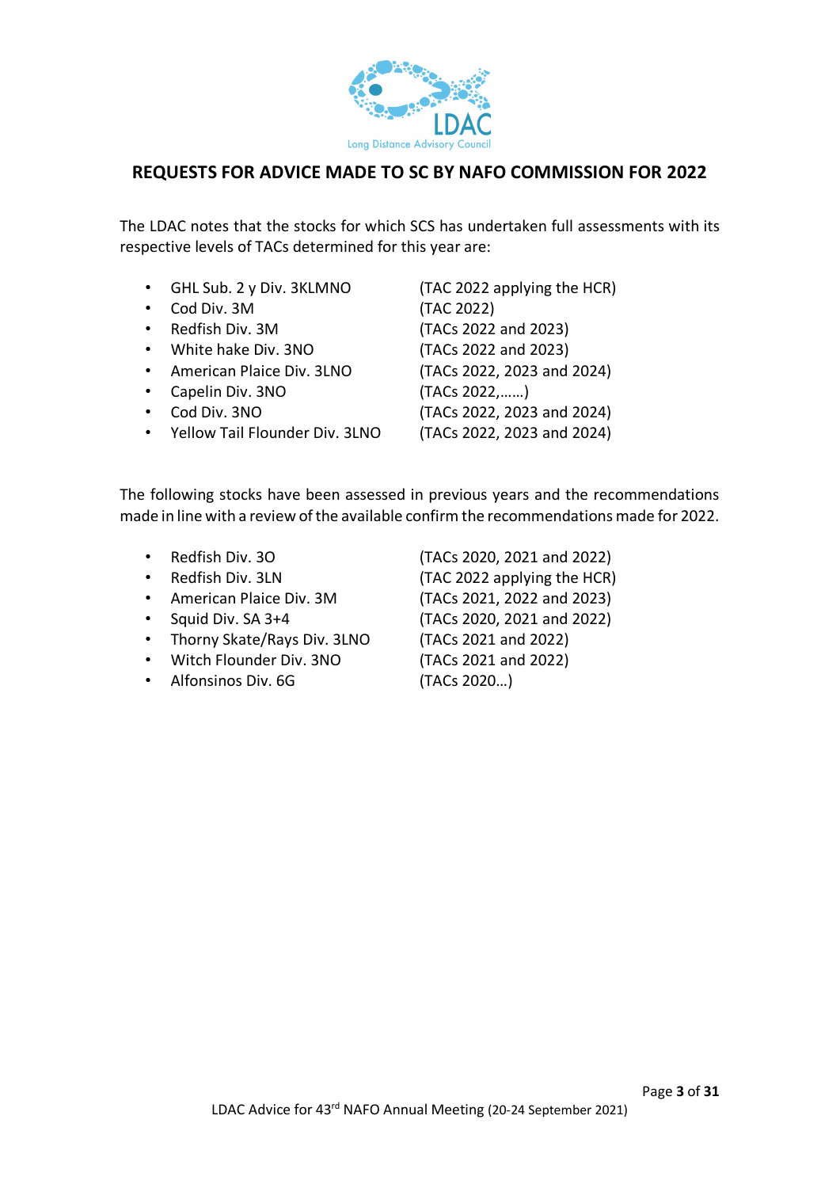## REQUESTS FOR ADVICE MADE TO SC BY NAFO COMMISSION FOR 2022

The LDAC notes that the stocks for which SCS has undertaken full assessments with its respective levels of TACs determined for this year are:

- GHL Sub. 2 y Div. 3KLMNO (TAC 2022 applying the HCR)
- Cod Div. 3M (TAC 2022)
- Redfish Div. 3M (TACs 2022 and 2023)
- White hake Div. 3NO (TACs 2022 and 2023)
- American Plaice Div. 3LNO (TACs 2022, 2023 and 2024)
- Capelin Div. 3NO (TACs 2022,……)
- Cod Div. 3NO (TACs 2022, 2023 and 2024)
- Yellow Tail Flounder Div. 3LNO (TACs 2022, 2023 and 2024)

The following stocks have been assessed in previous years and the recommendations made in line with a review of the available confirm the recommendations made for 2022.

- Redfish Div. 3O (TACs 2020, 2021 and 2022)
- Redfish Div. 3LN (TAC 2022 applying the HCR)
- American Plaice Div. 3M (TACs 2021, 2022 and 2023)
- Squid Div. SA 3+4 (TACs 2020, 2021 and 2022)
- Thorny Skate/Rays Div. 3LNO (TACs 2021 and 2022)
- Witch Flounder Div. 3NO (TACs 2021 and 2022)
- Alfonsinos Div. 6G (TACs 2020…)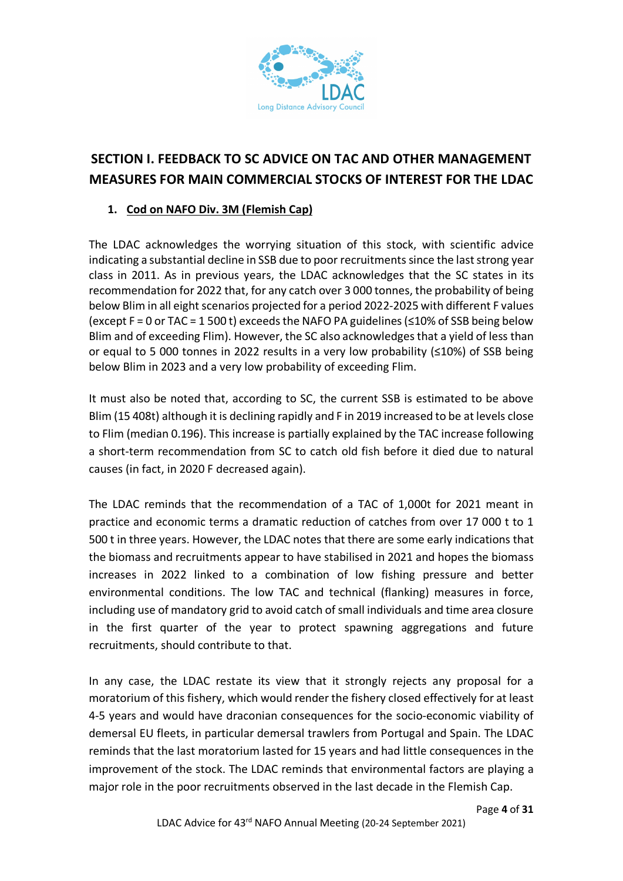## SECTION I. FEEDBACK TO SC ADVICE ON TAC AND OTHER MANAGEMENT MEASURES FOR MAIN COMMERCIAL STOCKS OF INTEREST FOR THE LDAC

### 1. Cod on NAFO Div. 3M (Flemish Cap)

The LDAC acknowledges the worrying situation of this stock, with scientific advice indicating a substantial decline in SSB due to poor recruitments since the last strong year class in 2011. As in previous years, the LDAC acknowledges that the SC states in its recommendation for 2022 that, for any catch over 3 000 tonnes, the probability of being below Blim in all eight scenarios projected for a period 2022-2025 with different F values (except F = 0 or TAC = 1 500 t) exceeds the NAFO PA guidelines (≤10% of SSB being below Blim and of exceeding Flim). However, the SC also acknowledges that a yield of less than or equal to 5 000 tonnes in 2022 results in a very low probability (≤10%) of SSB being below Blim in 2023 and a very low probability of exceeding Flim.

It must also be noted that, according to SC, the current SSB is estimated to be above Blim (15 408t) although it is declining rapidly and F in 2019 increased to be at levels close to Flim (median 0.196). This increase is partially explained by the TAC increase following a short-term recommendation from SC to catch old fish before it died due to natural causes (in fact, in 2020 F decreased again).

The LDAC reminds that the recommendation of a TAC of 1,000t for 2021 meant in practice and economic terms a dramatic reduction of catches from over 17 000 t to 1 500 t in three years. However, the LDAC notes that there are some early indications that the biomass and recruitments appear to have stabilised in 2021 and hopes the biomass increases in 2022 linked to a combination of low fishing pressure and better environmental conditions. The low TAC and technical (flanking) measures in force, including use of mandatory grid to avoid catch of small individuals and time area closure in the first quarter of the year to protect spawning aggregations and future recruitments, should contribute to that.

In any case, the LDAC restate its view that it strongly rejects any proposal for a moratorium of this fishery, which would render the fishery closed effectively for at least 4-5 years and would have draconian consequences for the socio-economic viability of demersal EU fleets, in particular demersal trawlers from Portugal and Spain. The LDAC reminds that the last moratorium lasted for 15 years and had little consequences in the improvement of the stock. The LDAC reminds that environmental factors are playing a major role in the poor recruitments observed in the last decade in the Flemish Cap.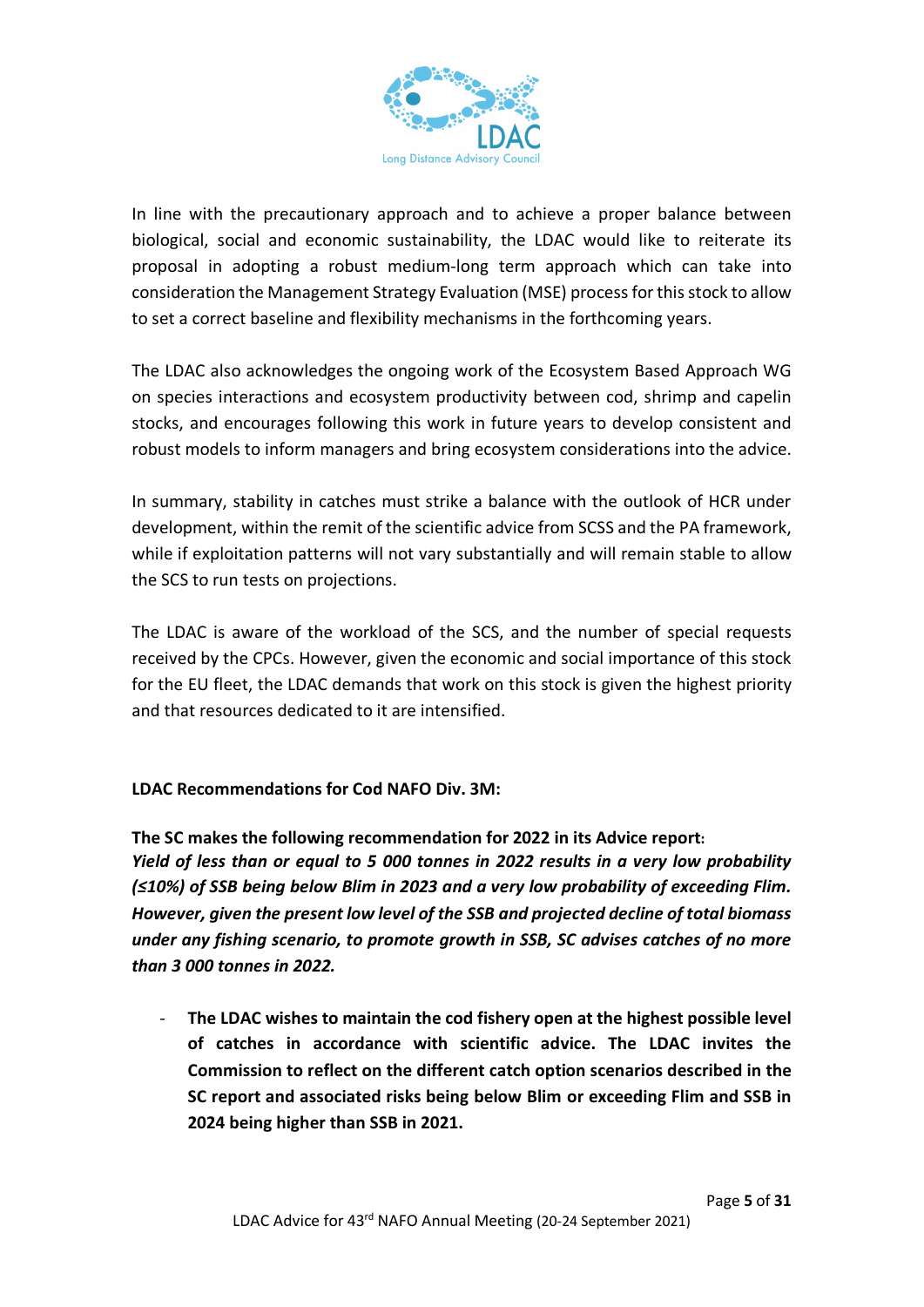In line with the precautionary approach and to achieve a proper balance between biological, social and economic sustainability, the LDAC would like to reiterate its proposal in adopting a robust medium-long term approach which can take into consideration the Management Strategy Evaluation (MSE) process for this stock to allow to set a correct baseline and flexibility mechanisms in the forthcoming years.

The LDAC also acknowledges the ongoing work of the Ecosystem Based Approach WG on species interactions and ecosystem productivity between cod, shrimp and capelin stocks, and encourages following this work in future years to develop consistent and robust models to inform managers and bring ecosystem considerations into the advice.

In summary, stability in catches must strike a balance with the outlook of HCR under development, within the remit of the scientific advice from SCSS and the PA framework, while if exploitation patterns will not vary substantially and will remain stable to allow the SCS to run tests on projections.

The LDAC is aware of the workload of the SCS, and the number of special requests received by the CPCs. However, given the economic and social importance of this stock for the EU fleet, the LDAC demands that work on this stock is given the highest priority and that resources dedicated to it are intensified.

**LDAC Recommendations for Cod NAFO Div. 3M:**

**The SC makes the following recommendation for 2022 in its Advice report:**
***Yield of less than or equal to 5 000 tonnes in 2022 results in a very low probability (≤10%) of SSB being below Blim in 2023 and a very low probability of exceeding Flim. However, given the present low level of the SSB and projected decline of total biomass under any fishing scenario, to promote growth in SSB, SC advises catches of no more than 3 000 tonnes in 2022.***

- **The LDAC wishes to maintain the cod fishery open at the highest possible level of catches in accordance with scientific advice. The LDAC invites the Commission to reflect on the different catch option scenarios described in the SC report and associated risks being below Blim or exceeding Flim and SSB in 2024 being higher than SSB in 2021.**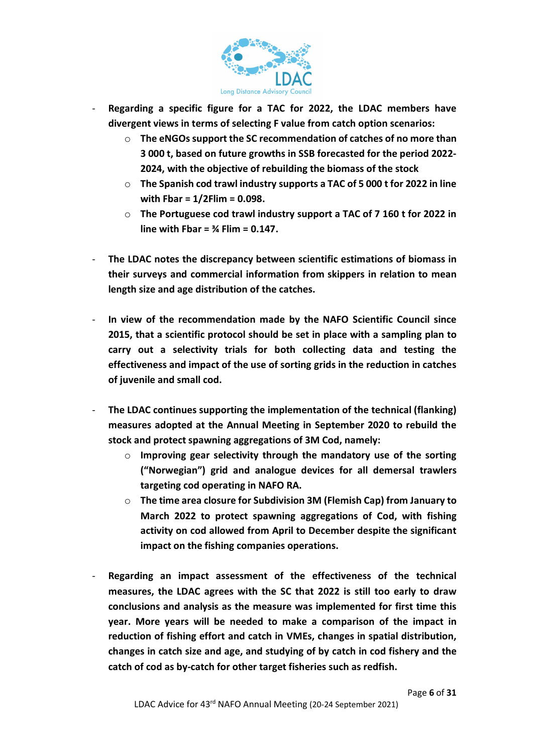- **Regarding a specific figure for a TAC for 2022, the LDAC members have divergent views in terms of selecting F value from catch option scenarios:**
    - **The eNGOs support the SC recommendation of catches of no more than 3 000 t, based on future growths in SSB forecasted for the period 2022-2024, with the objective of rebuilding the biomass of the stock**
    - **The Spanish cod trawl industry supports a TAC of 5 000 t for 2022 in line with Fbar = 1/2Flim = 0.098.**
    - **The Portuguese cod trawl industry support a TAC of 7 160 t for 2022 in line with Fbar = ¾ Flim = 0.147.**

- **The LDAC notes the discrepancy between scientific estimations of biomass in their surveys and commercial information from skippers in relation to mean length size and age distribution of the catches.**

- **In view of the recommendation made by the NAFO Scientific Council since 2015, that a scientific protocol should be set in place with a sampling plan to carry out a selectivity trials for both collecting data and testing the effectiveness and impact of the use of sorting grids in the reduction in catches of juvenile and small cod.**

- **The LDAC continues supporting the implementation of the technical (flanking) measures adopted at the Annual Meeting in September 2020 to rebuild the stock and protect spawning aggregations of 3M Cod, namely:**
    - **Improving gear selectivity through the mandatory use of the sorting ("Norwegian") grid and analogue devices for all demersal trawlers targeting cod operating in NAFO RA.**
    - **The time area closure for Subdivision 3M (Flemish Cap) from January to March 2022 to protect spawning aggregations of Cod, with fishing activity on cod allowed from April to December despite the significant impact on the fishing companies operations.**

- **Regarding an impact assessment of the effectiveness of the technical measures, the LDAC agrees with the SC that 2022 is still too early to draw conclusions and analysis as the measure was implemented for first time this year. More years will be needed to make a comparison of the impact in reduction of fishing effort and catch in VMEs, changes in spatial distribution, changes in catch size and age, and studying of by catch in cod fishery and the catch of cod as by-catch for other target fisheries such as redfish.**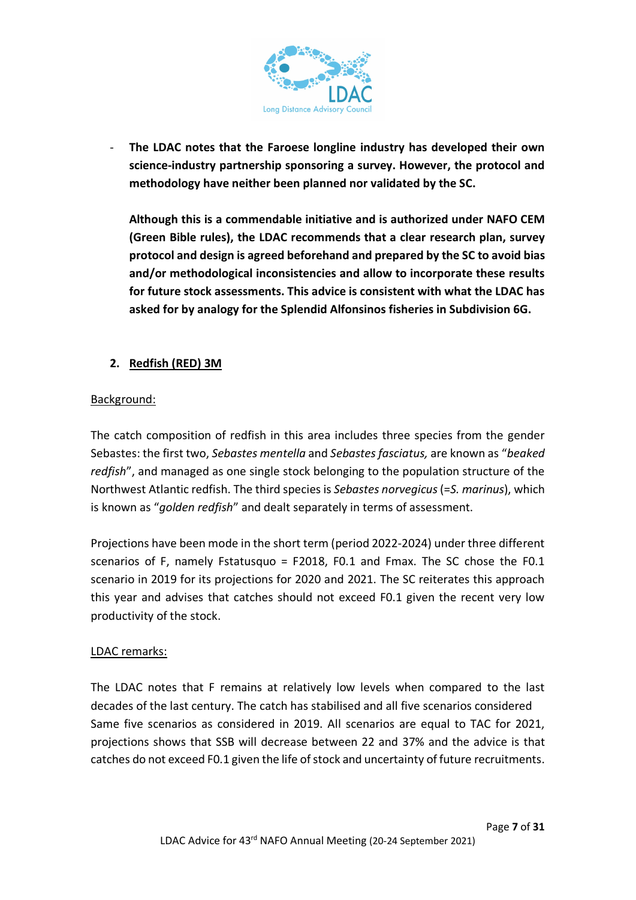- **The LDAC notes that the Faroese longline industry has developed their own science-industry partnership sponsoring a survey. However, the protocol and methodology have neither been planned nor validated by the SC.**

  **Although this is a commendable initiative and is authorized under NAFO CEM (Green Bible rules), the LDAC recommends that a clear research plan, survey protocol and design is agreed beforehand and prepared by the SC to avoid bias and/or methodological inconsistencies and allow to incorporate these results for future stock assessments. This advice is consistent with what the LDAC has asked for by analogy for the Splendid Alfonsinos fisheries in Subdivision 6G.**

## 2. Redfish (RED) 3M

Background:

The catch composition of redfish in this area includes three species from the gender Sebastes: the first two, *Sebastes mentella* and *Sebastes fasciatus,* are known as "*beaked redfish*", and managed as one single stock belonging to the population structure of the Northwest Atlantic redfish. The third species is *Sebastes norvegicus* (=*S. marinus*), which is known as "*golden redfish*" and dealt separately in terms of assessment.

Projections have been mode in the short term (period 2022-2024) under three different scenarios of F, namely Fstatusquo = F2018, F0.1 and Fmax. The SC chose the F0.1 scenario in 2019 for its projections for 2020 and 2021. The SC reiterates this approach this year and advises that catches should not exceed F0.1 given the recent very low productivity of the stock.

LDAC remarks:

The LDAC notes that F remains at relatively low levels when compared to the last decades of the last century. The catch has stabilised and all five scenarios considered Same five scenarios as considered in 2019. All scenarios are equal to TAC for 2021, projections shows that SSB will decrease between 22 and 37% and the advice is that catches do not exceed F0.1 given the life of stock and uncertainty of future recruitments.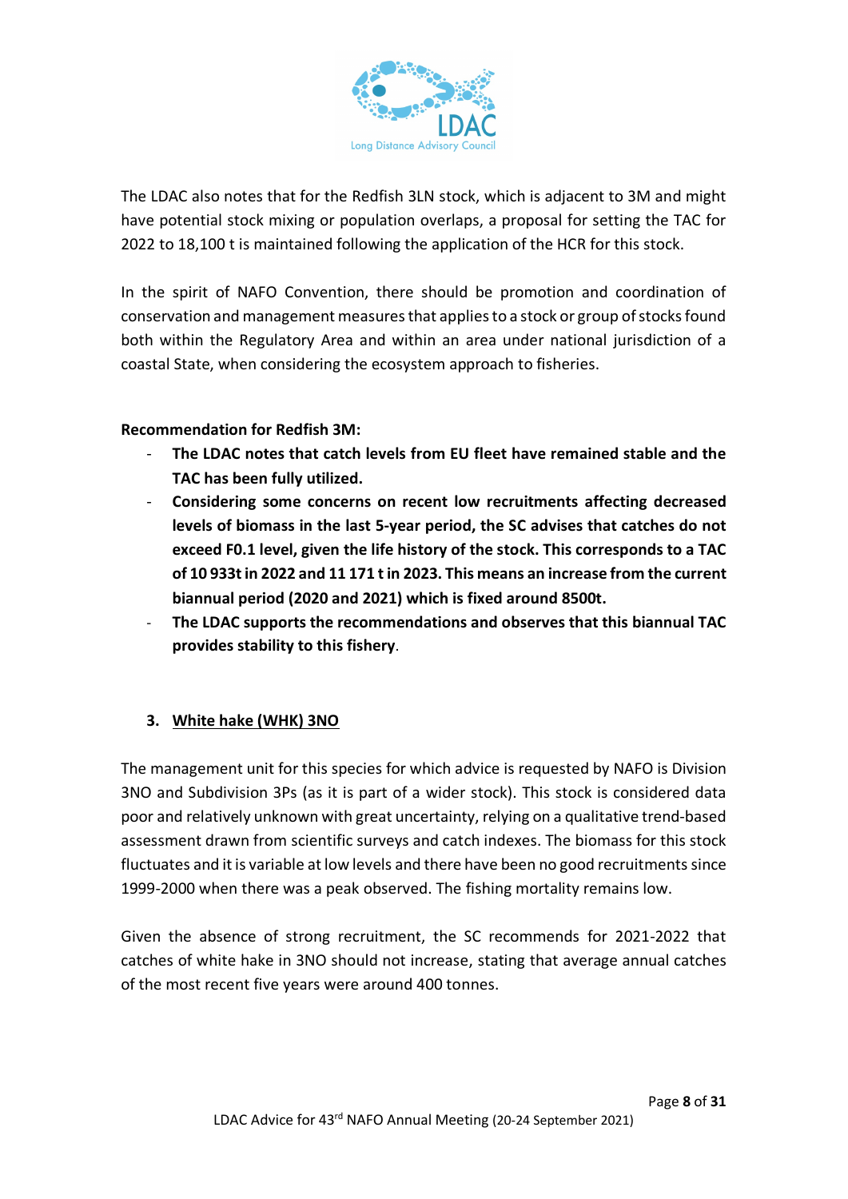The LDAC also notes that for the Redfish 3LN stock, which is adjacent to 3M and might have potential stock mixing or population overlaps, a proposal for setting the TAC for 2022 to 18,100 t is maintained following the application of the HCR for this stock.

In the spirit of NAFO Convention, there should be promotion and coordination of conservation and management measures that applies to a stock or group of stocks found both within the Regulatory Area and within an area under national jurisdiction of a coastal State, when considering the ecosystem approach to fisheries.

**Recommendation for Redfish 3M:**

- **The LDAC notes that catch levels from EU fleet have remained stable and the TAC has been fully utilized.**
- **Considering some concerns on recent low recruitments affecting decreased levels of biomass in the last 5-year period, the SC advises that catches do not exceed F0.1 level, given the life history of the stock. This corresponds to a TAC of 10 933t in 2022 and 11 171 t in 2023. This means an increase from the current biannual period (2020 and 2021) which is fixed around 8500t.**
- **The LDAC supports the recommendations and observes that this biannual TAC provides stability to this fishery**.

## 3. White hake (WHK) 3NO

The management unit for this species for which advice is requested by NAFO is Division 3NO and Subdivision 3Ps (as it is part of a wider stock). This stock is considered data poor and relatively unknown with great uncertainty, relying on a qualitative trend-based assessment drawn from scientific surveys and catch indexes. The biomass for this stock fluctuates and it is variable at low levels and there have been no good recruitments since 1999-2000 when there was a peak observed. The fishing mortality remains low.

Given the absence of strong recruitment, the SC recommends for 2021-2022 that catches of white hake in 3NO should not increase, stating that average annual catches of the most recent five years were around 400 tonnes.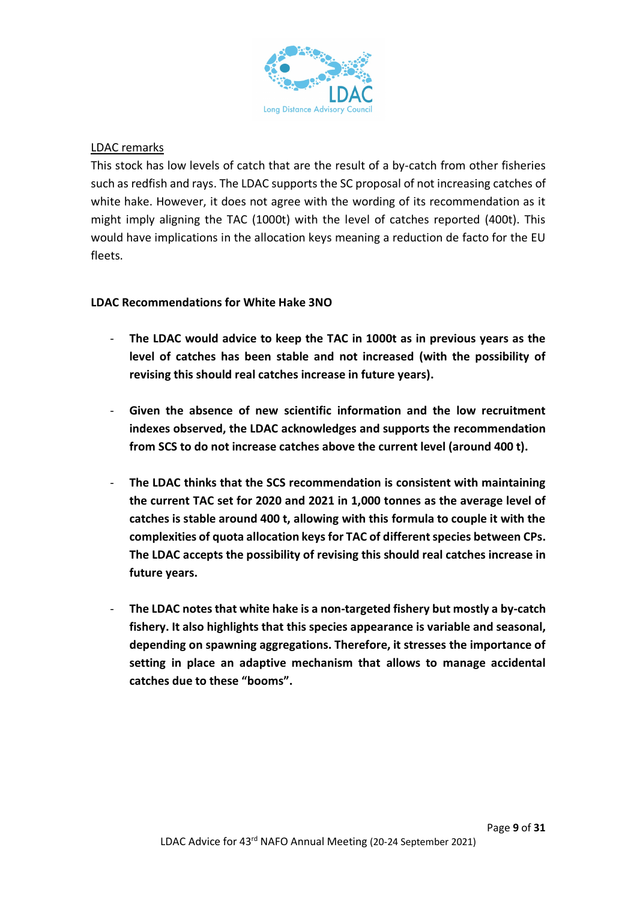LDAC remarks

This stock has low levels of catch that are the result of a by-catch from other fisheries such as redfish and rays. The LDAC supports the SC proposal of not increasing catches of white hake. However, it does not agree with the wording of its recommendation as it might imply aligning the TAC (1000t) with the level of catches reported (400t). This would have implications in the allocation keys meaning a reduction de facto for the EU fleets.

**LDAC Recommendations for White Hake 3NO**

- **The LDAC would advice to keep the TAC in 1000t as in previous years as the level of catches has been stable and not increased (with the possibility of revising this should real catches increase in future years).**

- **Given the absence of new scientific information and the low recruitment indexes observed, the LDAC acknowledges and supports the recommendation from SCS to do not increase catches above the current level (around 400 t).**

- **The LDAC thinks that the SCS recommendation is consistent with maintaining the current TAC set for 2020 and 2021 in 1,000 tonnes as the average level of catches is stable around 400 t, allowing with this formula to couple it with the complexities of quota allocation keys for TAC of different species between CPs. The LDAC accepts the possibility of revising this should real catches increase in future years.**

- **The LDAC notes that white hake is a non-targeted fishery but mostly a by-catch fishery. It also highlights that this species appearance is variable and seasonal, depending on spawning aggregations. Therefore, it stresses the importance of setting in place an adaptive mechanism that allows to manage accidental catches due to these "booms".**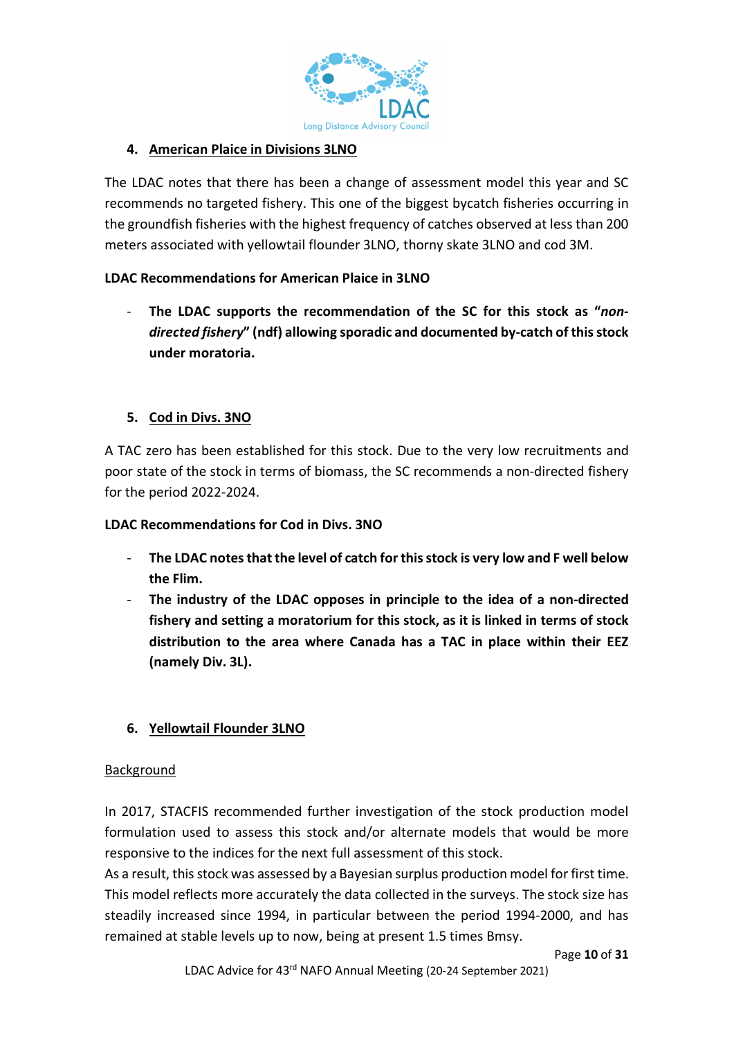## 4. American Plaice in Divisions 3LNO

The LDAC notes that there has been a change of assessment model this year and SC recommends no targeted fishery. This one of the biggest bycatch fisheries occurring in the groundfish fisheries with the highest frequency of catches observed at less than 200 meters associated with yellowtail flounder 3LNO, thorny skate 3LNO and cod 3M.

**LDAC Recommendations for American Plaice in 3LNO**

- **The LDAC supports the recommendation of the SC for this stock as "*non-directed fishery*" (ndf) allowing sporadic and documented by-catch of this stock under moratoria.**

## 5. Cod in Divs. 3NO

A TAC zero has been established for this stock. Due to the very low recruitments and poor state of the stock in terms of biomass, the SC recommends a non-directed fishery for the period 2022-2024.

**LDAC Recommendations for Cod in Divs. 3NO**

- **The LDAC notes that the level of catch for this stock is very low and F well below the Flim.**
- **The industry of the LDAC opposes in principle to the idea of a non-directed fishery and setting a moratorium for this stock, as it is linked in terms of stock distribution to the area where Canada has a TAC in place within their EEZ (namely Div. 3L).**

## 6. Yellowtail Flounder 3LNO

### Background

In 2017, STACFIS recommended further investigation of the stock production model formulation used to assess this stock and/or alternate models that would be more responsive to the indices for the next full assessment of this stock.
As a result, this stock was assessed by a Bayesian surplus production model for first time. This model reflects more accurately the data collected in the surveys. The stock size has steadily increased since 1994, in particular between the period 1994-2000, and has remained at stable levels up to now, being at present 1.5 times Bmsy.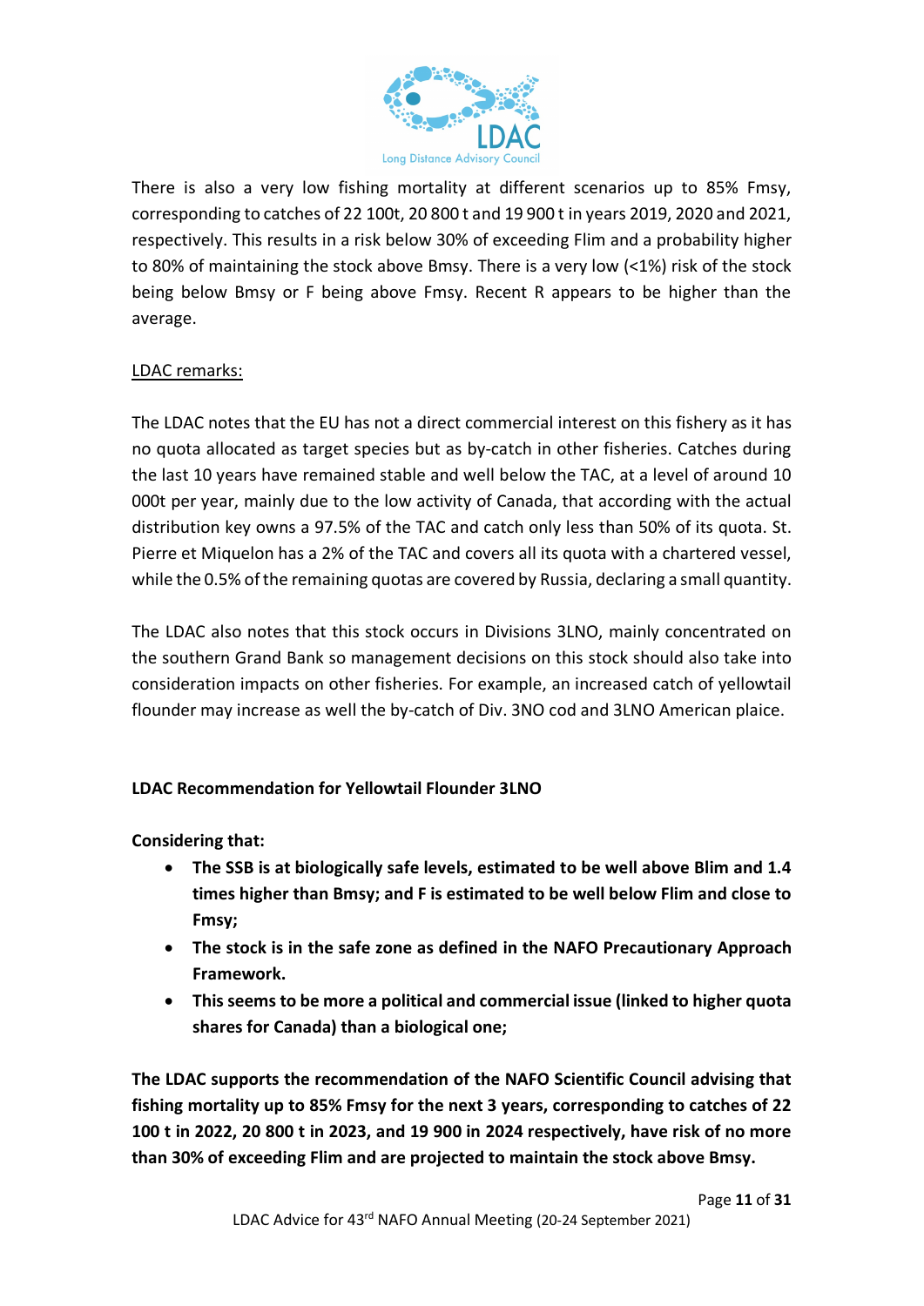There is also a very low fishing mortality at different scenarios up to 85% Fmsy, corresponding to catches of 22 100t, 20 800 t and 19 900 t in years 2019, 2020 and 2021, respectively. This results in a risk below 30% of exceeding Flim and a probability higher to 80% of maintaining the stock above Bmsy. There is a very low (<1%) risk of the stock being below Bmsy or F being above Fmsy. Recent R appears to be higher than the average.

LDAC remarks:

The LDAC notes that the EU has not a direct commercial interest on this fishery as it has no quota allocated as target species but as by-catch in other fisheries. Catches during the last 10 years have remained stable and well below the TAC, at a level of around 10 000t per year, mainly due to the low activity of Canada, that according with the actual distribution key owns a 97.5% of the TAC and catch only less than 50% of its quota. St. Pierre et Miquelon has a 2% of the TAC and covers all its quota with a chartered vessel, while the 0.5% of the remaining quotas are covered by Russia, declaring a small quantity.

The LDAC also notes that this stock occurs in Divisions 3LNO, mainly concentrated on the southern Grand Bank so management decisions on this stock should also take into consideration impacts on other fisheries. For example, an increased catch of yellowtail flounder may increase as well the by-catch of Div. 3NO cod and 3LNO American plaice.

**LDAC Recommendation for Yellowtail Flounder 3LNO**

**Considering that:**

- **The SSB is at biologically safe levels, estimated to be well above Blim and 1.4 times higher than Bmsy; and F is estimated to be well below Flim and close to Fmsy;**
- **The stock is in the safe zone as defined in the NAFO Precautionary Approach Framework.**
- **This seems to be more a political and commercial issue (linked to higher quota shares for Canada) than a biological one;**

**The LDAC supports the recommendation of the NAFO Scientific Council advising that fishing mortality up to 85% Fmsy for the next 3 years, corresponding to catches of 22 100 t in 2022, 20 800 t in 2023, and 19 900 in 2024 respectively, have risk of no more than 30% of exceeding Flim and are projected to maintain the stock above Bmsy.**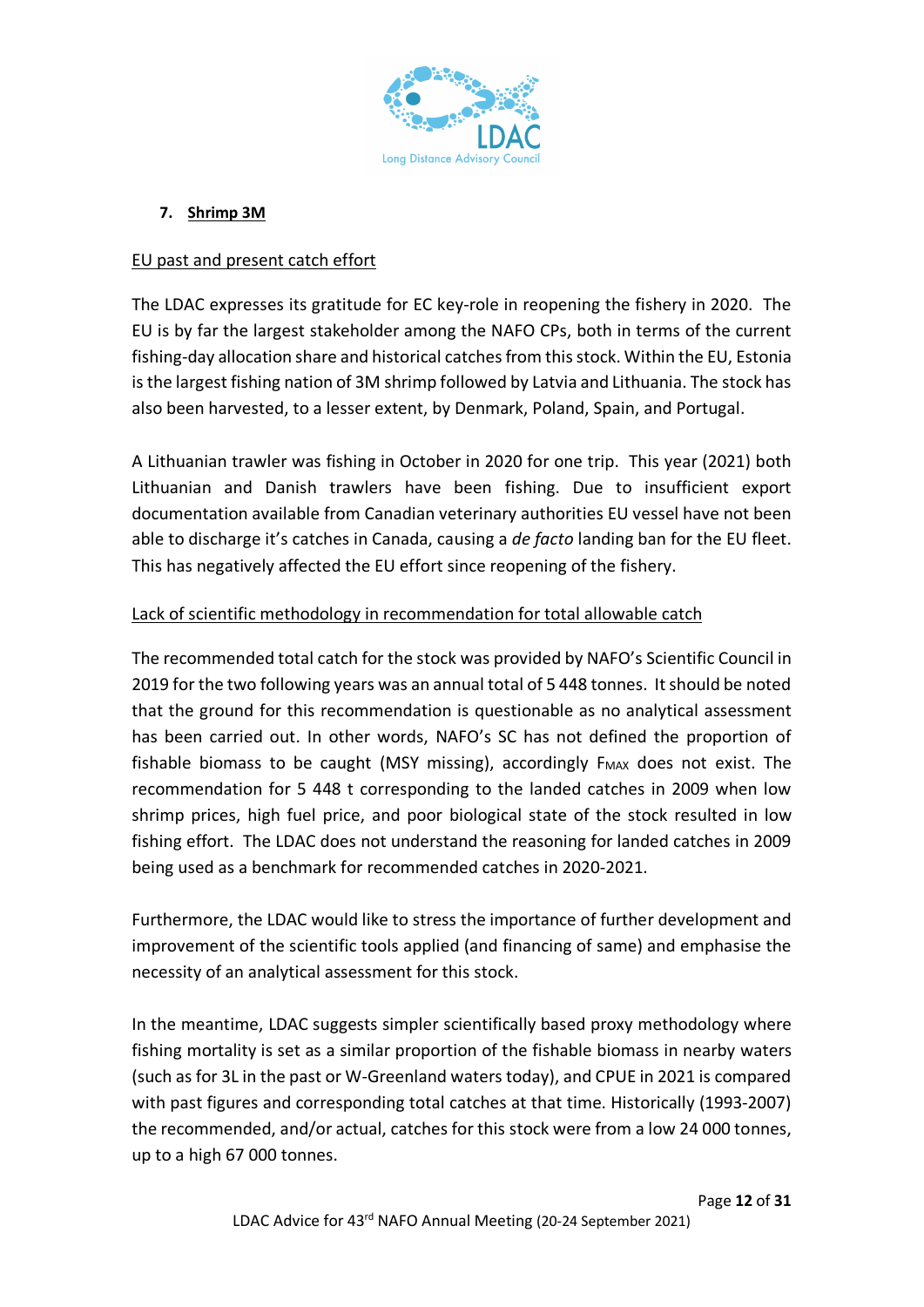## 7. Shrimp 3M

EU past and present catch effort

The LDAC expresses its gratitude for EC key-role in reopening the fishery in 2020. The EU is by far the largest stakeholder among the NAFO CPs, both in terms of the current fishing-day allocation share and historical catches from this stock. Within the EU, Estonia is the largest fishing nation of 3M shrimp followed by Latvia and Lithuania. The stock has also been harvested, to a lesser extent, by Denmark, Poland, Spain, and Portugal.

A Lithuanian trawler was fishing in October in 2020 for one trip. This year (2021) both Lithuanian and Danish trawlers have been fishing. Due to insufficient export documentation available from Canadian veterinary authorities EU vessel have not been able to discharge it's catches in Canada, causing a *de facto* landing ban for the EU fleet. This has negatively affected the EU effort since reopening of the fishery.

Lack of scientific methodology in recommendation for total allowable catch

The recommended total catch for the stock was provided by NAFO's Scientific Council in 2019 for the two following years was an annual total of 5 448 tonnes. It should be noted that the ground for this recommendation is questionable as no analytical assessment has been carried out. In other words, NAFO's SC has not defined the proportion of fishable biomass to be caught (MSY missing), accordingly $F_{MAX}$ does not exist. The recommendation for 5 448 t corresponding to the landed catches in 2009 when low shrimp prices, high fuel price, and poor biological state of the stock resulted in low fishing effort. The LDAC does not understand the reasoning for landed catches in 2009 being used as a benchmark for recommended catches in 2020-2021.

Furthermore, the LDAC would like to stress the importance of further development and improvement of the scientific tools applied (and financing of same) and emphasise the necessity of an analytical assessment for this stock.

In the meantime, LDAC suggests simpler scientifically based proxy methodology where fishing mortality is set as a similar proportion of the fishable biomass in nearby waters (such as for 3L in the past or W-Greenland waters today), and CPUE in 2021 is compared with past figures and corresponding total catches at that time. Historically (1993-2007) the recommended, and/or actual, catches for this stock were from a low 24 000 tonnes, up to a high 67 000 tonnes.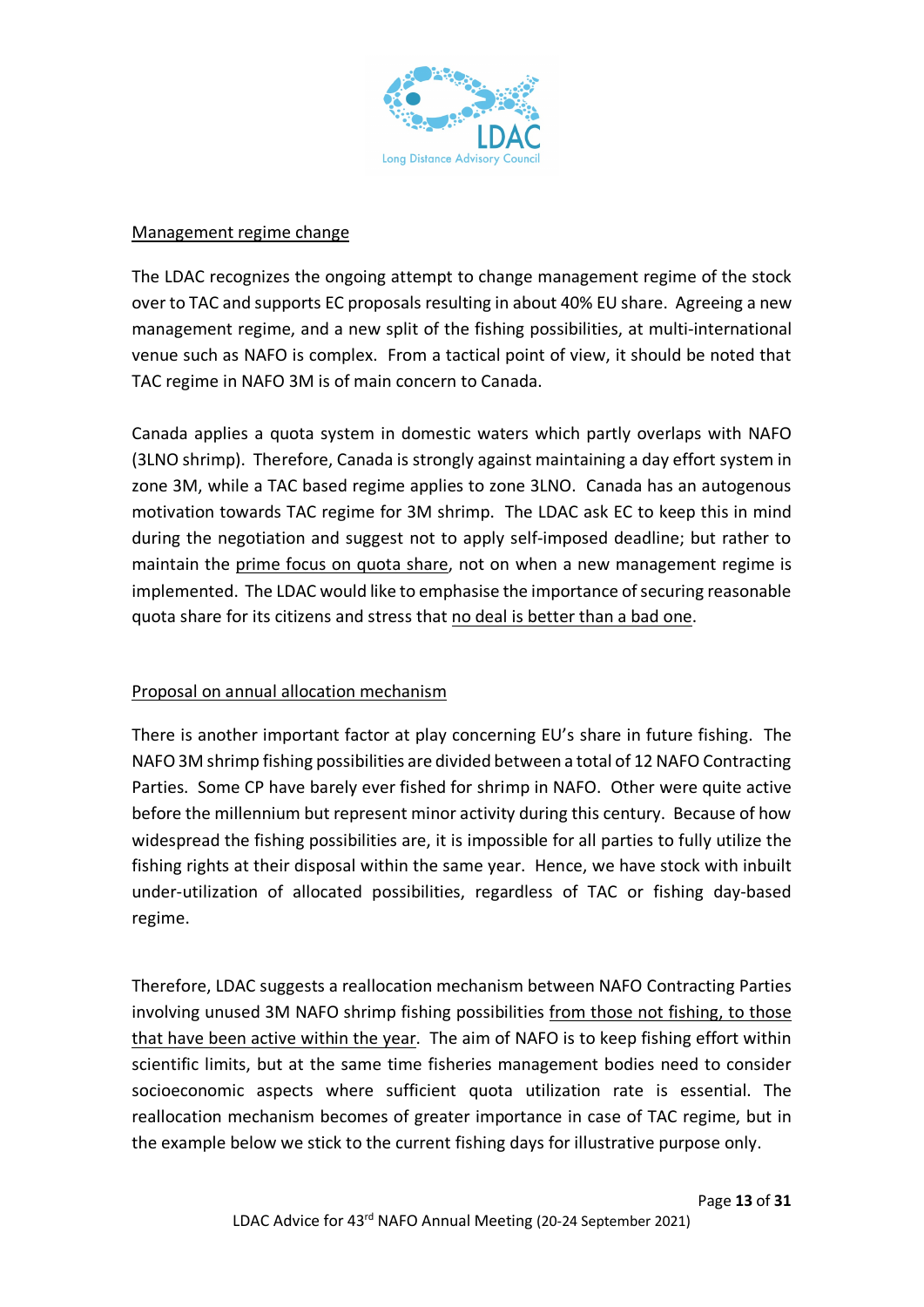<u>Management regime change</u>

The LDAC recognizes the ongoing attempt to change management regime of the stock over to TAC and supports EC proposals resulting in about 40% EU share. Agreeing a new management regime, and a new split of the fishing possibilities, at multi-international venue such as NAFO is complex. From a tactical point of view, it should be noted that TAC regime in NAFO 3M is of main concern to Canada.

Canada applies a quota system in domestic waters which partly overlaps with NAFO (3LNO shrimp). Therefore, Canada is strongly against maintaining a day effort system in zone 3M, while a TAC based regime applies to zone 3LNO. Canada has an autogenous motivation towards TAC regime for 3M shrimp. The LDAC ask EC to keep this in mind during the negotiation and suggest not to apply self-imposed deadline; but rather to maintain the <u>prime focus on quota share</u>, not on when a new management regime is implemented. The LDAC would like to emphasise the importance of securing reasonable quota share for its citizens and stress that <u>no deal is better than a bad one</u>.

<u>Proposal on annual allocation mechanism</u>

There is another important factor at play concerning EU's share in future fishing. The NAFO 3M shrimp fishing possibilities are divided between a total of 12 NAFO Contracting Parties. Some CP have barely ever fished for shrimp in NAFO. Other were quite active before the millennium but represent minor activity during this century. Because of how widespread the fishing possibilities are, it is impossible for all parties to fully utilize the fishing rights at their disposal within the same year. Hence, we have stock with inbuilt under-utilization of allocated possibilities, regardless of TAC or fishing day-based regime.

Therefore, LDAC suggests a reallocation mechanism between NAFO Contracting Parties involving unused 3M NAFO shrimp fishing possibilities <u>from those not fishing, to those that have been active within the year</u>. The aim of NAFO is to keep fishing effort within scientific limits, but at the same time fisheries management bodies need to consider socioeconomic aspects where sufficient quota utilization rate is essential. The reallocation mechanism becomes of greater importance in case of TAC regime, but in the example below we stick to the current fishing days for illustrative purpose only.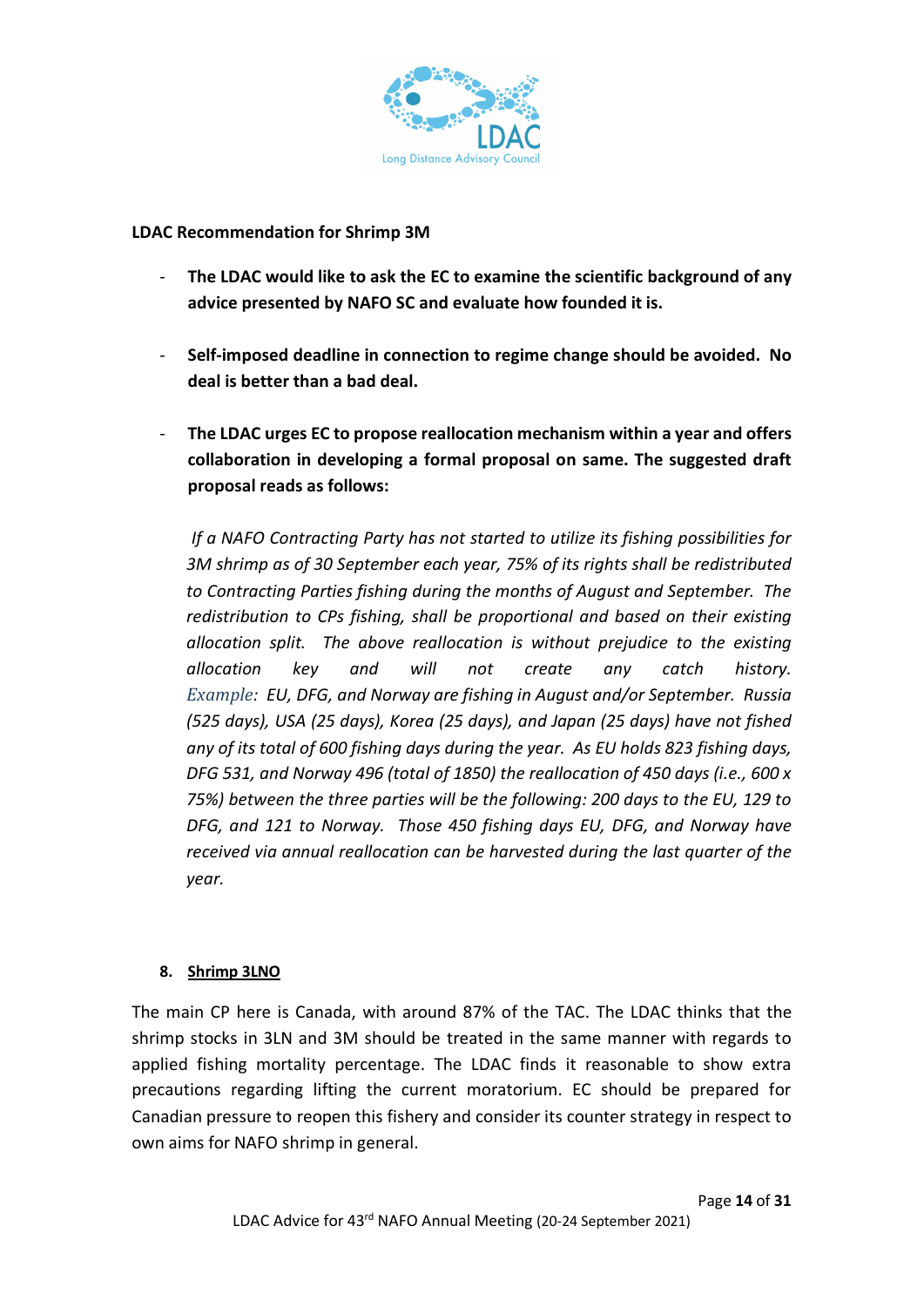**LDAC Recommendation for Shrimp 3M**

- **The LDAC would like to ask the EC to examine the scientific background of any advice presented by NAFO SC and evaluate how founded it is.**

- **Self-imposed deadline in connection to regime change should be avoided. No deal is better than a bad deal.**

- **The LDAC urges EC to propose reallocation mechanism within a year and offers collaboration in developing a formal proposal on same. The suggested draft proposal reads as follows:**

  *If a NAFO Contracting Party has not started to utilize its fishing possibilities for 3M shrimp as of 30 September each year, 75% of its rights shall be redistributed to Contracting Parties fishing during the months of August and September. The redistribution to CPs fishing, shall be proportional and based on their existing allocation split. The above reallocation is without prejudice to the existing allocation key and will not create any catch history. Example: EU, DFG, and Norway are fishing in August and/or September. Russia (525 days), USA (25 days), Korea (25 days), and Japan (25 days) have not fished any of its total of 600 fishing days during the year. As EU holds 823 fishing days, DFG 531, and Norway 496 (total of 1850) the reallocation of 450 days (i.e., 600 x 75%) between the three parties will be the following: 200 days to the EU, 129 to DFG, and 121 to Norway. Those 450 fishing days EU, DFG, and Norway have received via annual reallocation can be harvested during the last quarter of the year.*

## 8. Shrimp 3LNO

The main CP here is Canada, with around 87% of the TAC. The LDAC thinks that the shrimp stocks in 3LN and 3M should be treated in the same manner with regards to applied fishing mortality percentage. The LDAC finds it reasonable to show extra precautions regarding lifting the current moratorium. EC should be prepared for Canadian pressure to reopen this fishery and consider its counter strategy in respect to own aims for NAFO shrimp in general.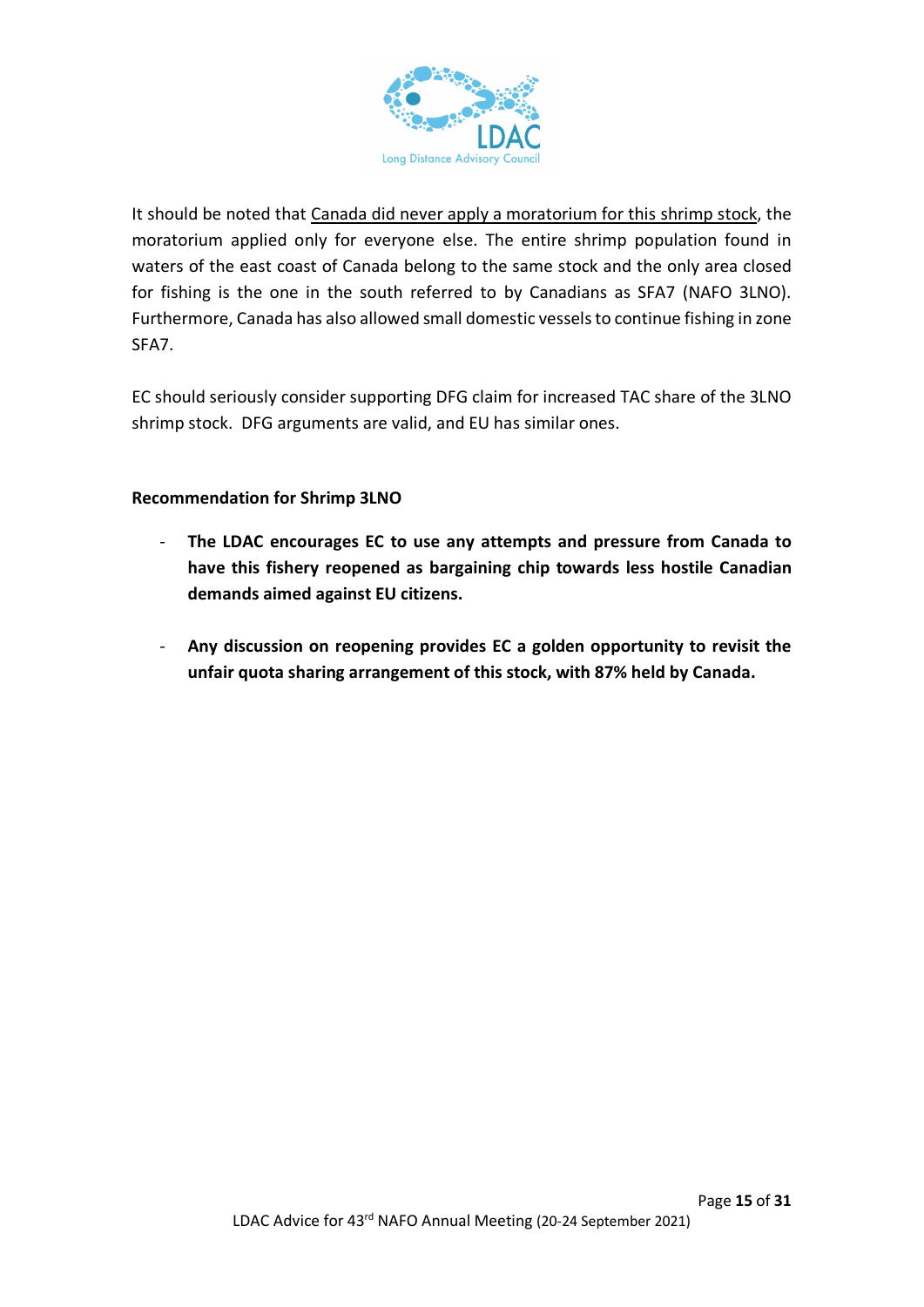It should be noted that <u>Canada did never apply a moratorium for this shrimp stock</u>, the moratorium applied only for everyone else. The entire shrimp population found in waters of the east coast of Canada belong to the same stock and the only area closed for fishing is the one in the south referred to by Canadians as SFA7 (NAFO 3LNO). Furthermore, Canada has also allowed small domestic vessels to continue fishing in zone SFA7.

EC should seriously consider supporting DFG claim for increased TAC share of the 3LNO shrimp stock. DFG arguments are valid, and EU has similar ones.

**Recommendation for Shrimp 3LNO**

- **The LDAC encourages EC to use any attempts and pressure from Canada to have this fishery reopened as bargaining chip towards less hostile Canadian demands aimed against EU citizens.**

- **Any discussion on reopening provides EC a golden opportunity to revisit the unfair quota sharing arrangement of this stock, with 87% held by Canada.**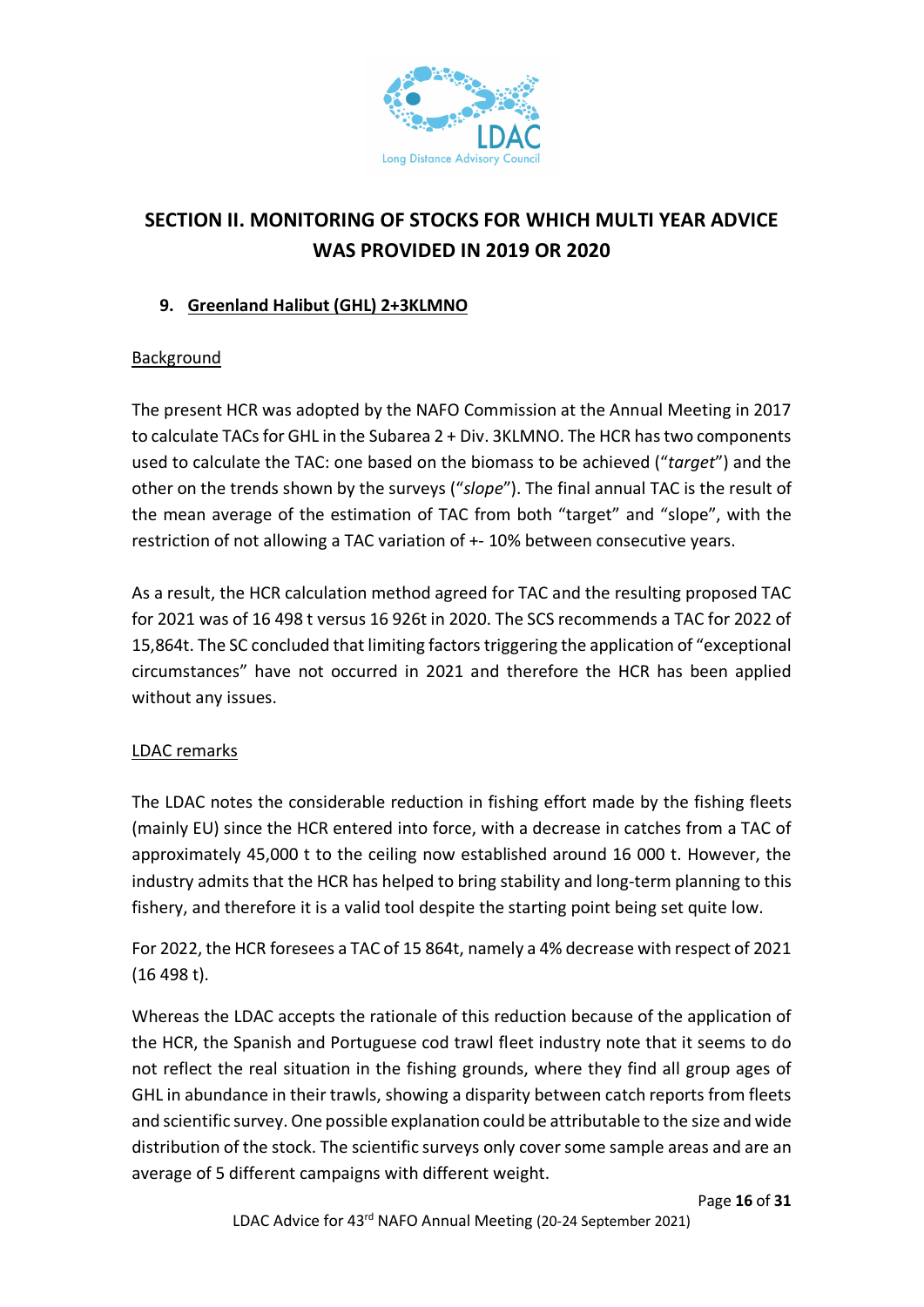## SECTION II. MONITORING OF STOCKS FOR WHICH MULTI YEAR ADVICE WAS PROVIDED IN 2019 OR 2020

### 9. Greenland Halibut (GHL) 2+3KLMNO

Background

The present HCR was adopted by the NAFO Commission at the Annual Meeting in 2017 to calculate TACs for GHL in the Subarea 2 + Div. 3KLMNO. The HCR has two components used to calculate the TAC: one based on the biomass to be achieved ("*target*") and the other on the trends shown by the surveys ("*slope*"). The final annual TAC is the result of the mean average of the estimation of TAC from both "target" and "slope", with the restriction of not allowing a TAC variation of +- 10% between consecutive years.

As a result, the HCR calculation method agreed for TAC and the resulting proposed TAC for 2021 was of 16 498 t versus 16 926t in 2020. The SCS recommends a TAC for 2022 of 15,864t. The SC concluded that limiting factors triggering the application of "exceptional circumstances" have not occurred in 2021 and therefore the HCR has been applied without any issues.

LDAC remarks

The LDAC notes the considerable reduction in fishing effort made by the fishing fleets (mainly EU) since the HCR entered into force, with a decrease in catches from a TAC of approximately 45,000 t to the ceiling now established around 16 000 t. However, the industry admits that the HCR has helped to bring stability and long-term planning to this fishery, and therefore it is a valid tool despite the starting point being set quite low.

For 2022, the HCR foresees a TAC of 15 864t, namely a 4% decrease with respect of 2021 (16 498 t).

Whereas the LDAC accepts the rationale of this reduction because of the application of the HCR, the Spanish and Portuguese cod trawl fleet industry note that it seems to do not reflect the real situation in the fishing grounds, where they find all group ages of GHL in abundance in their trawls, showing a disparity between catch reports from fleets and scientific survey. One possible explanation could be attributable to the size and wide distribution of the stock. The scientific surveys only cover some sample areas and are an average of 5 different campaigns with different weight.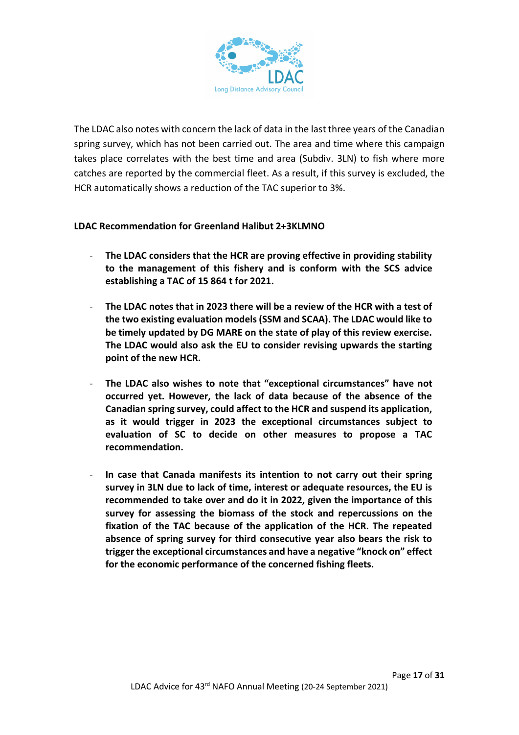The LDAC also notes with concern the lack of data in the last three years of the Canadian spring survey, which has not been carried out. The area and time where this campaign takes place correlates with the best time and area (Subdiv. 3LN) to fish where more catches are reported by the commercial fleet. As a result, if this survey is excluded, the HCR automatically shows a reduction of the TAC superior to 3%.

**LDAC Recommendation for Greenland Halibut 2+3KLMNO**

- **The LDAC considers that the HCR are proving effective in providing stability to the management of this fishery and is conform with the SCS advice establishing a TAC of 15 864 t for 2021.**

- **The LDAC notes that in 2023 there will be a review of the HCR with a test of the two existing evaluation models (SSM and SCAA). The LDAC would like to be timely updated by DG MARE on the state of play of this review exercise. The LDAC would also ask the EU to consider revising upwards the starting point of the new HCR.**

- **The LDAC also wishes to note that "exceptional circumstances" have not occurred yet. However, the lack of data because of the absence of the Canadian spring survey, could affect to the HCR and suspend its application, as it would trigger in 2023 the exceptional circumstances subject to evaluation of SC to decide on other measures to propose a TAC recommendation.**

- **In case that Canada manifests its intention to not carry out their spring survey in 3LN due to lack of time, interest or adequate resources, the EU is recommended to take over and do it in 2022, given the importance of this survey for assessing the biomass of the stock and repercussions on the fixation of the TAC because of the application of the HCR. The repeated absence of spring survey for third consecutive year also bears the risk to trigger the exceptional circumstances and have a negative "knock on" effect for the economic performance of the concerned fishing fleets.**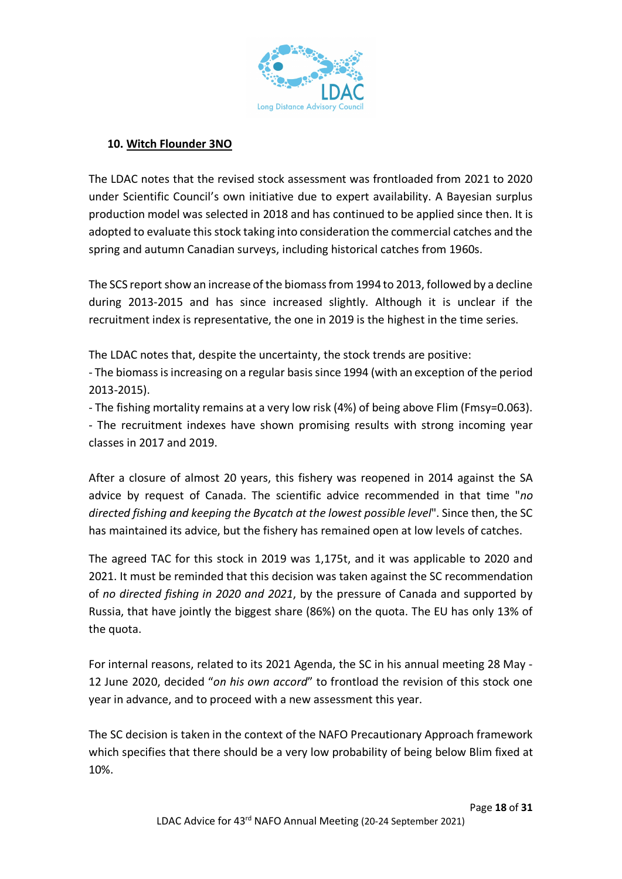## 10. <u>Witch Flounder 3NO</u>

The LDAC notes that the revised stock assessment was frontloaded from 2021 to 2020 under Scientific Council's own initiative due to expert availability. A Bayesian surplus production model was selected in 2018 and has continued to be applied since then. It is adopted to evaluate this stock taking into consideration the commercial catches and the spring and autumn Canadian surveys, including historical catches from 1960s.

The SCS report show an increase of the biomass from 1994 to 2013, followed by a decline during 2013-2015 and has since increased slightly. Although it is unclear if the recruitment index is representative, the one in 2019 is the highest in the time series.

The LDAC notes that, despite the uncertainty, the stock trends are positive:
- The biomass is increasing on a regular basis since 1994 (with an exception of the period 2013-2015).
- The fishing mortality remains at a very low risk (4%) of being above Flim (Fmsy=0.063).
- The recruitment indexes have shown promising results with strong incoming year classes in 2017 and 2019.

After a closure of almost 20 years, this fishery was reopened in 2014 against the SA advice by request of Canada. The scientific advice recommended in that time "*no directed fishing and keeping the Bycatch at the lowest possible level*". Since then, the SC has maintained its advice, but the fishery has remained open at low levels of catches.

The agreed TAC for this stock in 2019 was 1,175t, and it was applicable to 2020 and 2021. It must be reminded that this decision was taken against the SC recommendation of *no directed fishing in 2020 and 2021*, by the pressure of Canada and supported by Russia, that have jointly the biggest share (86%) on the quota. The EU has only 13% of the quota.

For internal reasons, related to its 2021 Agenda, the SC in his annual meeting 28 May - 12 June 2020, decided "*on his own accord*" to frontload the revision of this stock one year in advance, and to proceed with a new assessment this year.

The SC decision is taken in the context of the NAFO Precautionary Approach framework which specifies that there should be a very low probability of being below Blim fixed at 10%.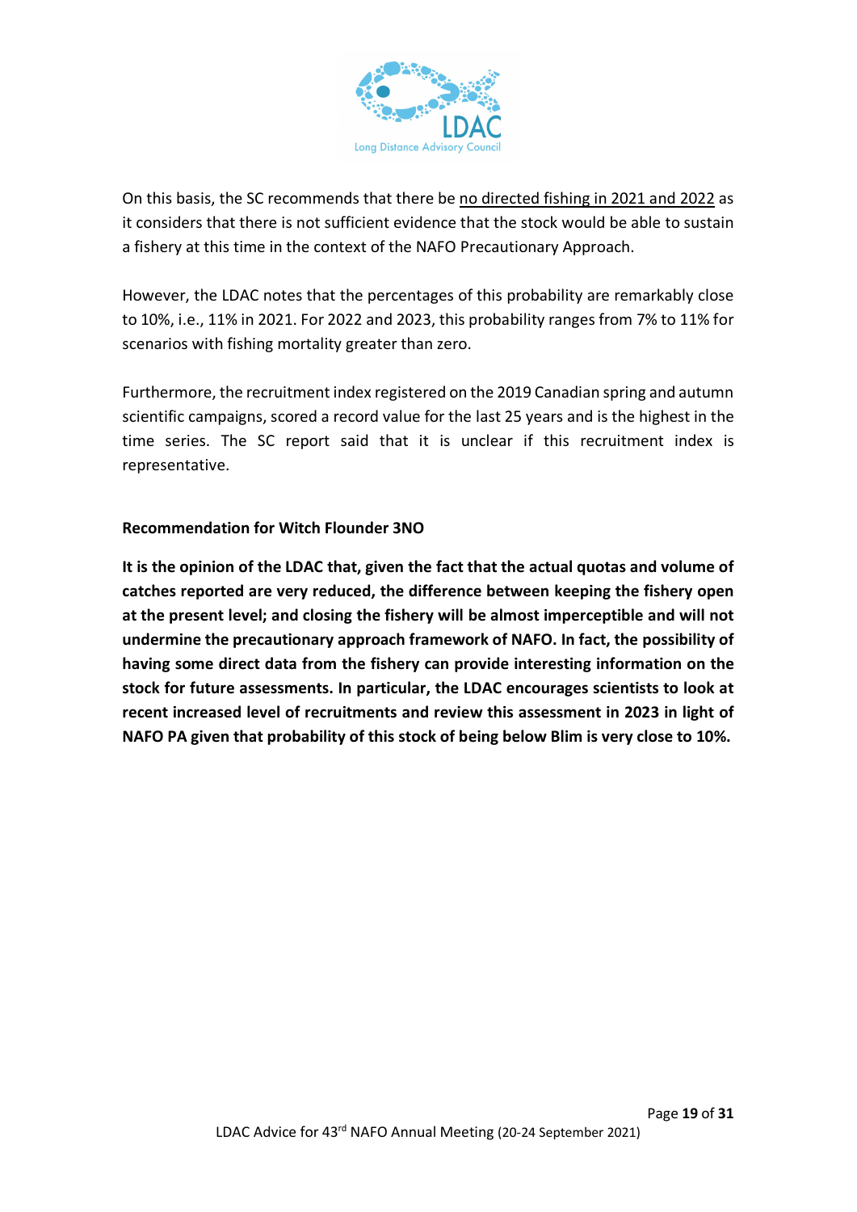On this basis, the SC recommends that there be no directed fishing in 2021 and 2022 as it considers that there is not sufficient evidence that the stock would be able to sustain a fishery at this time in the context of the NAFO Precautionary Approach.

However, the LDAC notes that the percentages of this probability are remarkably close to 10%, i.e., 11% in 2021. For 2022 and 2023, this probability ranges from 7% to 11% for scenarios with fishing mortality greater than zero.

Furthermore, the recruitment index registered on the 2019 Canadian spring and autumn scientific campaigns, scored a record value for the last 25 years and is the highest in the time series. The SC report said that it is unclear if this recruitment index is representative.

**Recommendation for Witch Flounder 3NO**

**It is the opinion of the LDAC that, given the fact that the actual quotas and volume of catches reported are very reduced, the difference between keeping the fishery open at the present level; and closing the fishery will be almost imperceptible and will not undermine the precautionary approach framework of NAFO. In fact, the possibility of having some direct data from the fishery can provide interesting information on the stock for future assessments. In particular, the LDAC encourages scientists to look at recent increased level of recruitments and review this assessment in 2023 in light of NAFO PA given that probability of this stock of being below Blim is very close to 10%.**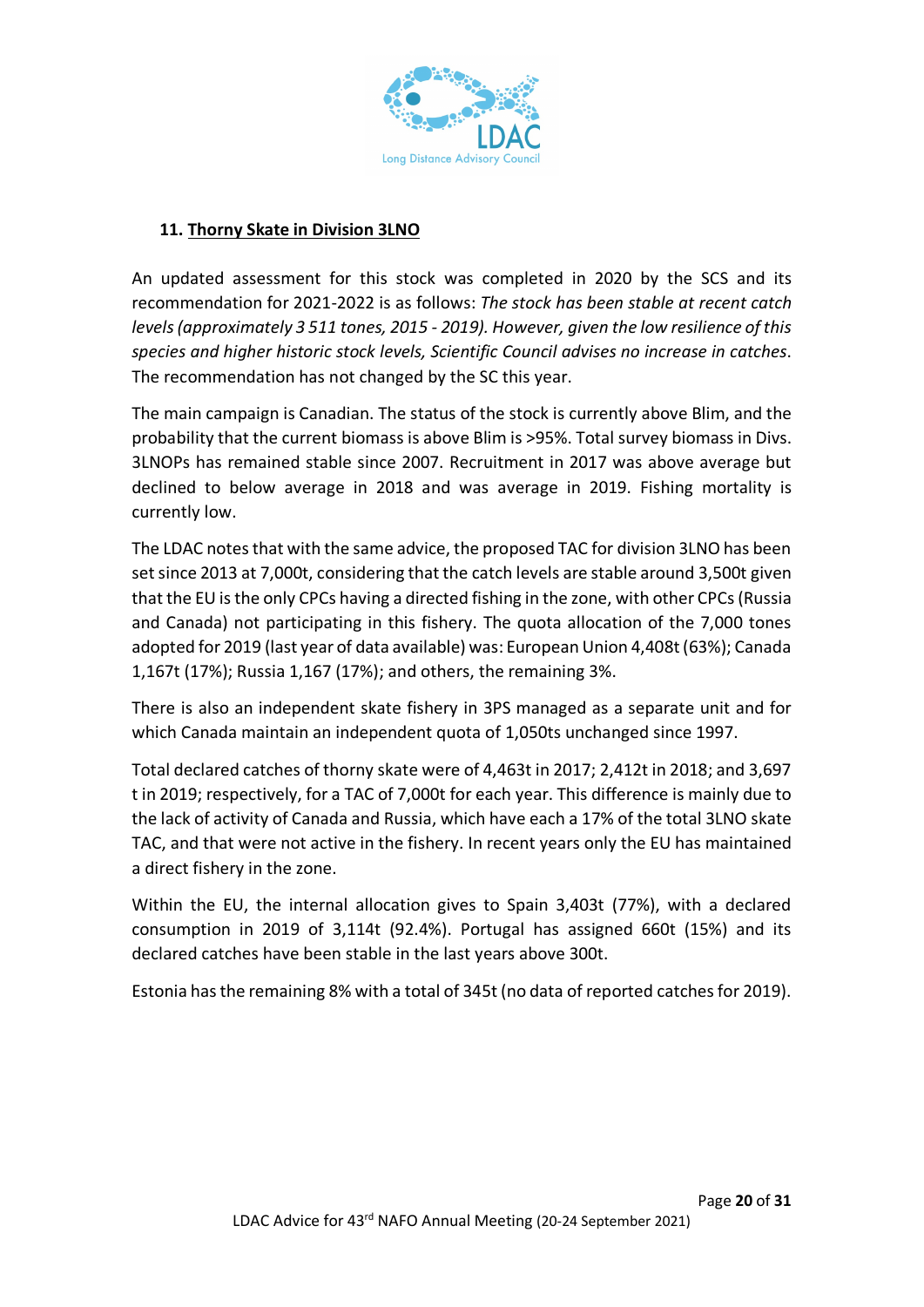## 11. Thorny Skate in Division 3LNO

An updated assessment for this stock was completed in 2020 by the SCS and its recommendation for 2021-2022 is as follows: *The stock has been stable at recent catch levels (approximately 3 511 tones, 2015 - 2019). However, given the low resilience of this species and higher historic stock levels, Scientific Council advises no increase in catches*. The recommendation has not changed by the SC this year.

The main campaign is Canadian. The status of the stock is currently above Blim, and the probability that the current biomass is above Blim is >95%. Total survey biomass in Divs. 3LNOPs has remained stable since 2007. Recruitment in 2017 was above average but declined to below average in 2018 and was average in 2019. Fishing mortality is currently low.

The LDAC notes that with the same advice, the proposed TAC for division 3LNO has been set since 2013 at 7,000t, considering that the catch levels are stable around 3,500t given that the EU is the only CPCs having a directed fishing in the zone, with other CPCs (Russia and Canada) not participating in this fishery. The quota allocation of the 7,000 tones adopted for 2019 (last year of data available) was: European Union 4,408t (63%); Canada 1,167t (17%); Russia 1,167 (17%); and others, the remaining 3%.

There is also an independent skate fishery in 3PS managed as a separate unit and for which Canada maintain an independent quota of 1,050ts unchanged since 1997.

Total declared catches of thorny skate were of 4,463t in 2017; 2,412t in 2018; and 3,697 t in 2019; respectively, for a TAC of 7,000t for each year. This difference is mainly due to the lack of activity of Canada and Russia, which have each a 17% of the total 3LNO skate TAC, and that were not active in the fishery. In recent years only the EU has maintained a direct fishery in the zone.

Within the EU, the internal allocation gives to Spain 3,403t (77%), with a declared consumption in 2019 of 3,114t (92.4%). Portugal has assigned 660t (15%) and its declared catches have been stable in the last years above 300t.

Estonia has the remaining 8% with a total of 345t (no data of reported catches for 2019).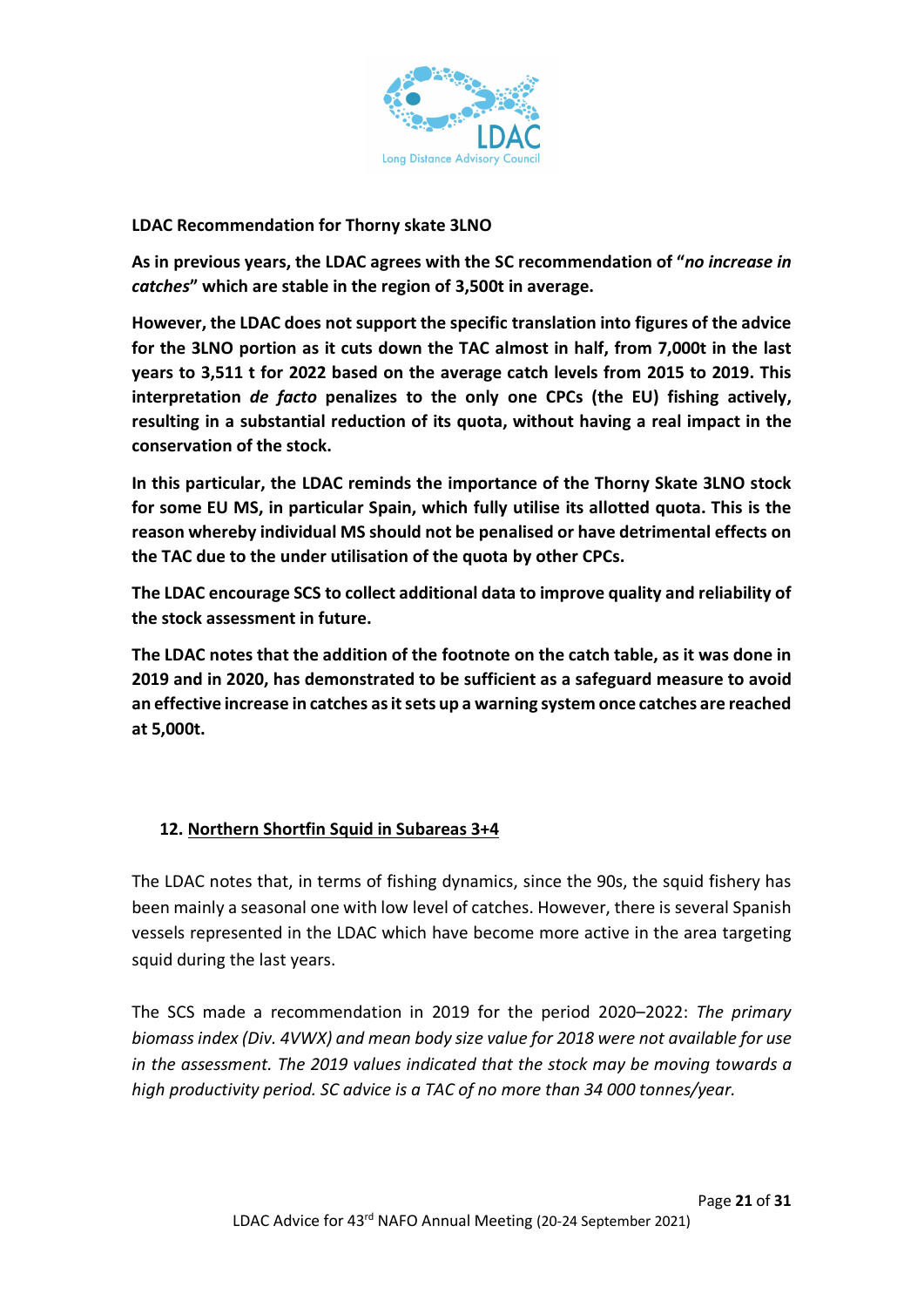**LDAC Recommendation for Thorny skate 3LNO**

**As in previous years, the LDAC agrees with the SC recommendation of "*no increase in catches*" which are stable in the region of 3,500t in average.**

**However, the LDAC does not support the specific translation into figures of the advice for the 3LNO portion as it cuts down the TAC almost in half, from 7,000t in the last years to 3,511 t for 2022 based on the average catch levels from 2015 to 2019. This interpretation *de facto* penalizes to the only one CPCs (the EU) fishing actively, resulting in a substantial reduction of its quota, without having a real impact in the conservation of the stock.**

**In this particular, the LDAC reminds the importance of the Thorny Skate 3LNO stock for some EU MS, in particular Spain, which fully utilise its allotted quota. This is the reason whereby individual MS should not be penalised or have detrimental effects on the TAC due to the under utilisation of the quota by other CPCs.**

**The LDAC encourage SCS to collect additional data to improve quality and reliability of the stock assessment in future.**

**The LDAC notes that the addition of the footnote on the catch table, as it was done in 2019 and in 2020, has demonstrated to be sufficient as a safeguard measure to avoid an effective increase in catches as it sets up a warning system once catches are reached at 5,000t.**

## 12. Northern Shortfin Squid in Subareas 3+4

The LDAC notes that, in terms of fishing dynamics, since the 90s, the squid fishery has been mainly a seasonal one with low level of catches. However, there is several Spanish vessels represented in the LDAC which have become more active in the area targeting squid during the last years.

The SCS made a recommendation in 2019 for the period 2020–2022: *The primary biomass index (Div. 4VWX) and mean body size value for 2018 were not available for use in the assessment. The 2019 values indicated that the stock may be moving towards a high productivity period. SC advice is a TAC of no more than 34 000 tonnes/year.*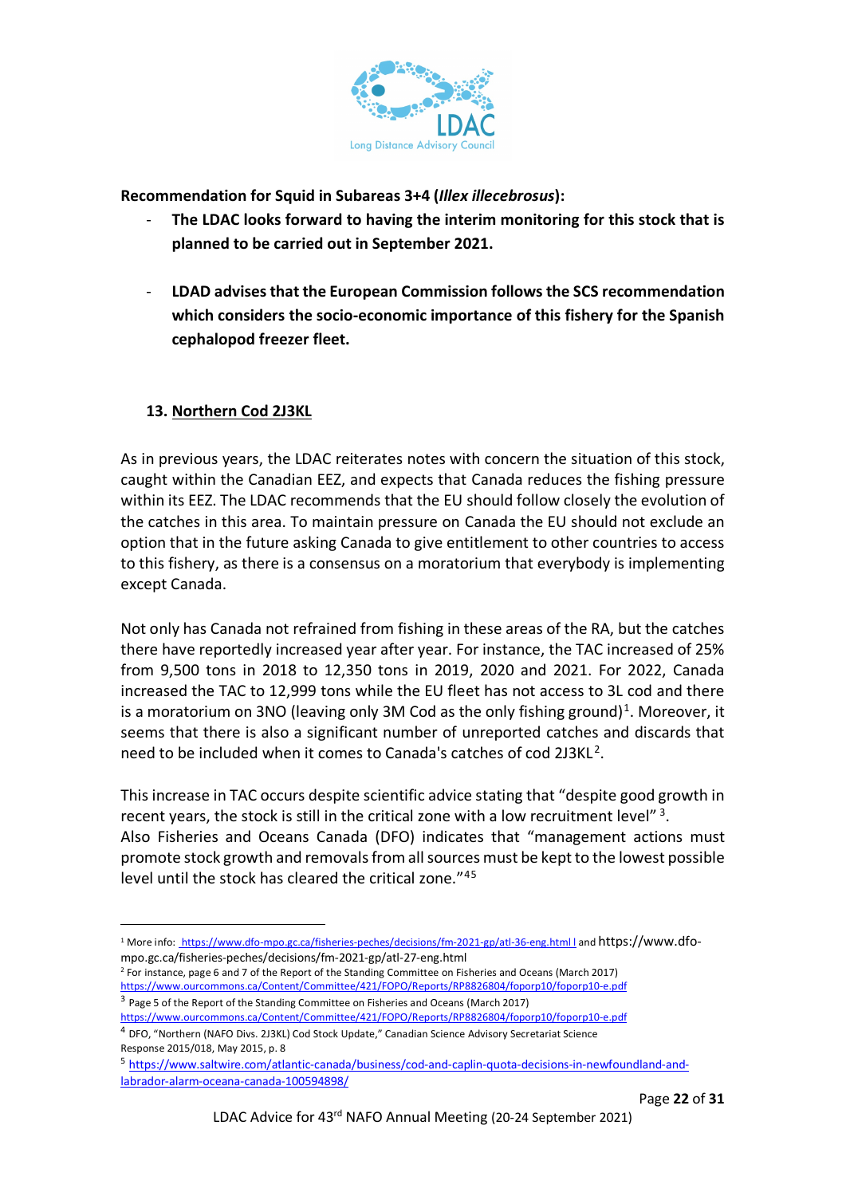**Recommendation for Squid in Subareas 3+4 (*Illex illecebrosus*):**

- **The LDAC looks forward to having the interim monitoring for this stock that is planned to be carried out in September 2021.**

- **LDAD advises that the European Commission follows the SCS recommendation which considers the socio-economic importance of this fishery for the Spanish cephalopod freezer fleet.**

## 13. Northern Cod 2J3KL

As in previous years, the LDAC reiterates notes with concern the situation of this stock, caught within the Canadian EEZ, and expects that Canada reduces the fishing pressure within its EEZ. The LDAC recommends that the EU should follow closely the evolution of the catches in this area. To maintain pressure on Canada the EU should not exclude an option that in the future asking Canada to give entitlement to other countries to access to this fishery, as there is a consensus on a moratorium that everybody is implementing except Canada.

Not only has Canada not refrained from fishing in these areas of the RA, but the catches there have reportedly increased year after year. For instance, the TAC increased of 25% from 9,500 tons in 2018 to 12,350 tons in 2019, 2020 and 2021. For 2022, Canada increased the TAC to 12,999 tons while the EU fleet has not access to 3L cod and there is a moratorium on 3NO (leaving only 3M Cod as the only fishing ground)[1]. Moreover, it seems that there is also a significant number of unreported catches and discards that need to be included when it comes to Canada's catches of cod 2J3KL[2].

This increase in TAC occurs despite scientific advice stating that "despite good growth in recent years, the stock is still in the critical zone with a low recruitment level" [3].
Also Fisheries and Oceans Canada (DFO) indicates that "management actions must promote stock growth and removals from all sources must be kept to the lowest possible level until the stock has cleared the critical zone."[4][5]

---

[1] More info: https://www.dfo-mpo.gc.ca/fisheries-peches/decisions/fm-2021-gp/atl-36-eng.html l and https://www.dfo-mpo.gc.ca/fisheries-peches/decisions/fm-2021-gp/atl-27-eng.html

[2] For instance, page 6 and 7 of the Report of the Standing Committee on Fisheries and Oceans (March 2017) https://www.ourcommons.ca/Content/Committee/421/FOPO/Reports/RP8826804/foporp10/foporp10-e.pdf

[3] Page 5 of the Report of the Standing Committee on Fisheries and Oceans (March 2017) https://www.ourcommons.ca/Content/Committee/421/FOPO/Reports/RP8826804/foporp10/foporp10-e.pdf

[4] DFO, "Northern (NAFO Divs. 2J3KL) Cod Stock Update," Canadian Science Advisory Secretariat Science Response 2015/018, May 2015, p. 8

[5] https://www.saltwire.com/atlantic-canada/business/cod-and-caplin-quota-decisions-in-newfoundland-and-labrador-alarm-oceana-canada-100594898/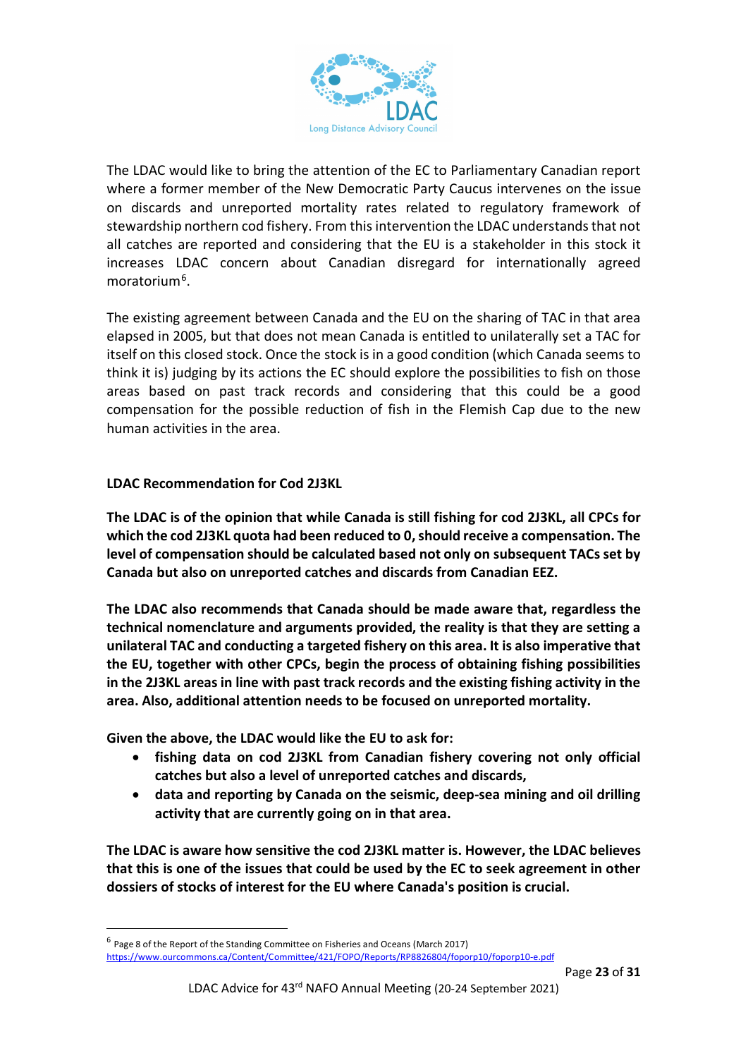The LDAC would like to bring the attention of the EC to Parliamentary Canadian report where a former member of the New Democratic Party Caucus intervenes on the issue on discards and unreported mortality rates related to regulatory framework of stewardship northern cod fishery. From this intervention the LDAC understands that not all catches are reported and considering that the EU is a stakeholder in this stock it increases LDAC concern about Canadian disregard for internationally agreed moratorium[6].

The existing agreement between Canada and the EU on the sharing of TAC in that area elapsed in 2005, but that does not mean Canada is entitled to unilaterally set a TAC for itself on this closed stock. Once the stock is in a good condition (which Canada seems to think it is) judging by its actions the EC should explore the possibilities to fish on those areas based on past track records and considering that this could be a good compensation for the possible reduction of fish in the Flemish Cap due to the new human activities in the area.

**LDAC Recommendation for Cod 2J3KL**

**The LDAC is of the opinion that while Canada is still fishing for cod 2J3KL, all CPCs for which the cod 2J3KL quota had been reduced to 0, should receive a compensation. The level of compensation should be calculated based not only on subsequent TACs set by Canada but also on unreported catches and discards from Canadian EEZ.**

**The LDAC also recommends that Canada should be made aware that, regardless the technical nomenclature and arguments provided, the reality is that they are setting a unilateral TAC and conducting a targeted fishery on this area. It is also imperative that the EU, together with other CPCs, begin the process of obtaining fishing possibilities in the 2J3KL areas in line with past track records and the existing fishing activity in the area. Also, additional attention needs to be focused on unreported mortality.**

**Given the above, the LDAC would like the EU to ask for:**

- **fishing data on cod 2J3KL from Canadian fishery covering not only official catches but also a level of unreported catches and discards,**
- **data and reporting by Canada on the seismic, deep-sea mining and oil drilling activity that are currently going on in that area.**

**The LDAC is aware how sensitive the cod 2J3KL matter is. However, the LDAC believes that this is one of the issues that could be used by the EC to seek agreement in other dossiers of stocks of interest for the EU where Canada's position is crucial.**

---

[6] Page 8 of the Report of the Standing Committee on Fisheries and Oceans (March 2017) https://www.ourcommons.ca/Content/Committee/421/FOPO/Reports/RP8826804/foporp10/foporp10-e.pdf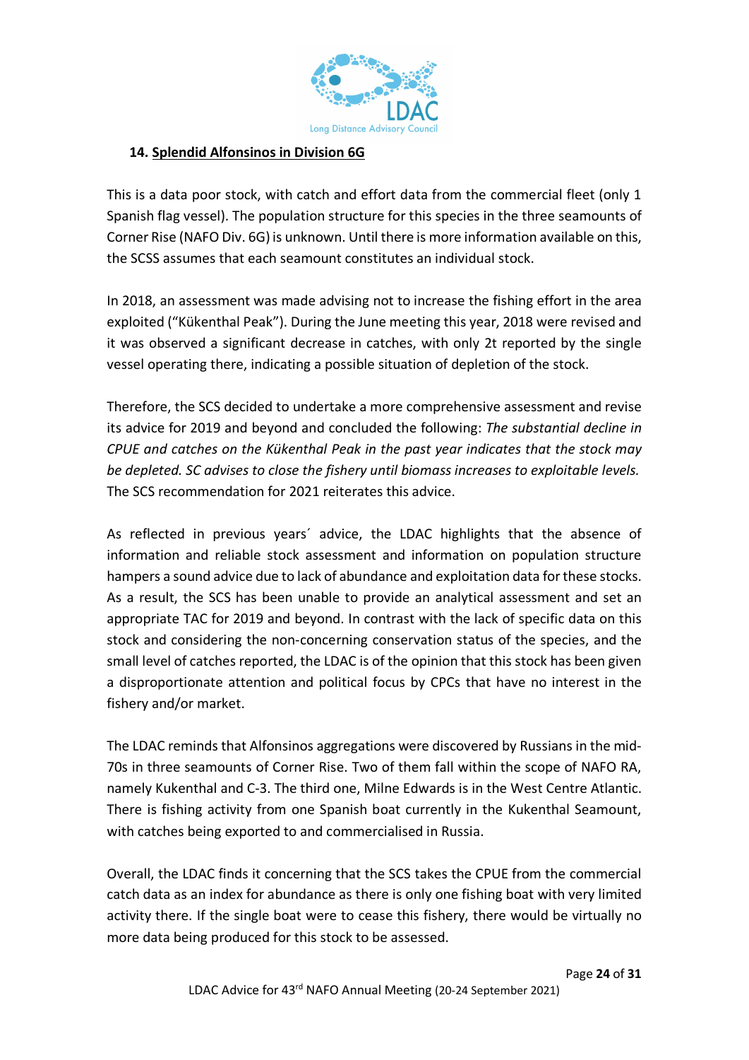### 14. Splendid Alfonsinos in Division 6G

This is a data poor stock, with catch and effort data from the commercial fleet (only 1 Spanish flag vessel). The population structure for this species in the three seamounts of Corner Rise (NAFO Div. 6G) is unknown. Until there is more information available on this, the SCSS assumes that each seamount constitutes an individual stock.

In 2018, an assessment was made advising not to increase the fishing effort in the area exploited ("Kükenthal Peak"). During the June meeting this year, 2018 were revised and it was observed a significant decrease in catches, with only 2t reported by the single vessel operating there, indicating a possible situation of depletion of the stock.

Therefore, the SCS decided to undertake a more comprehensive assessment and revise its advice for 2019 and beyond and concluded the following: *The substantial decline in CPUE and catches on the Kükenthal Peak in the past year indicates that the stock may be depleted. SC advises to close the fishery until biomass increases to exploitable levels.* The SCS recommendation for 2021 reiterates this advice.

As reflected in previous years´ advice, the LDAC highlights that the absence of information and reliable stock assessment and information on population structure hampers a sound advice due to lack of abundance and exploitation data for these stocks. As a result, the SCS has been unable to provide an analytical assessment and set an appropriate TAC for 2019 and beyond. In contrast with the lack of specific data on this stock and considering the non-concerning conservation status of the species, and the small level of catches reported, the LDAC is of the opinion that this stock has been given a disproportionate attention and political focus by CPCs that have no interest in the fishery and/or market.

The LDAC reminds that Alfonsinos aggregations were discovered by Russians in the mid-70s in three seamounts of Corner Rise. Two of them fall within the scope of NAFO RA, namely Kukenthal and C-3. The third one, Milne Edwards is in the West Centre Atlantic. There is fishing activity from one Spanish boat currently in the Kukenthal Seamount, with catches being exported to and commercialised in Russia.

Overall, the LDAC finds it concerning that the SCS takes the CPUE from the commercial catch data as an index for abundance as there is only one fishing boat with very limited activity there. If the single boat were to cease this fishery, there would be virtually no more data being produced for this stock to be assessed.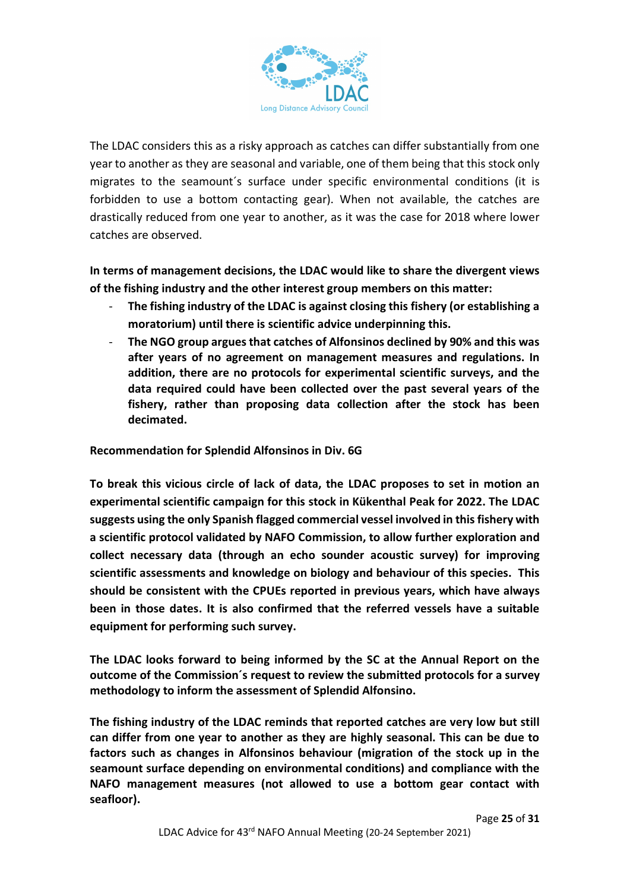The LDAC considers this as a risky approach as catches can differ substantially from one year to another as they are seasonal and variable, one of them being that this stock only migrates to the seamount´s surface under specific environmental conditions (it is forbidden to use a bottom contacting gear). When not available, the catches are drastically reduced from one year to another, as it was the case for 2018 where lower catches are observed.

**In terms of management decisions, the LDAC would like to share the divergent views of the fishing industry and the other interest group members on this matter:**

- **The fishing industry of the LDAC is against closing this fishery (or establishing a moratorium) until there is scientific advice underpinning this.**
- **The NGO group argues that catches of Alfonsinos declined by 90% and this was after years of no agreement on management measures and regulations. In addition, there are no protocols for experimental scientific surveys, and the data required could have been collected over the past several years of the fishery, rather than proposing data collection after the stock has been decimated.**

**Recommendation for Splendid Alfonsinos in Div. 6G**

**To break this vicious circle of lack of data, the LDAC proposes to set in motion an experimental scientific campaign for this stock in Kükenthal Peak for 2022. The LDAC suggests using the only Spanish flagged commercial vessel involved in this fishery with a scientific protocol validated by NAFO Commission, to allow further exploration and collect necessary data (through an echo sounder acoustic survey) for improving scientific assessments and knowledge on biology and behaviour of this species. This should be consistent with the CPUEs reported in previous years, which have always been in those dates. It is also confirmed that the referred vessels have a suitable equipment for performing such survey.**

**The LDAC looks forward to being informed by the SC at the Annual Report on the outcome of the Commission´s request to review the submitted protocols for a survey methodology to inform the assessment of Splendid Alfonsino.**

**The fishing industry of the LDAC reminds that reported catches are very low but still can differ from one year to another as they are highly seasonal. This can be due to factors such as changes in Alfonsinos behaviour (migration of the stock up in the seamount surface depending on environmental conditions) and compliance with the NAFO management measures (not allowed to use a bottom gear contact with seafloor).**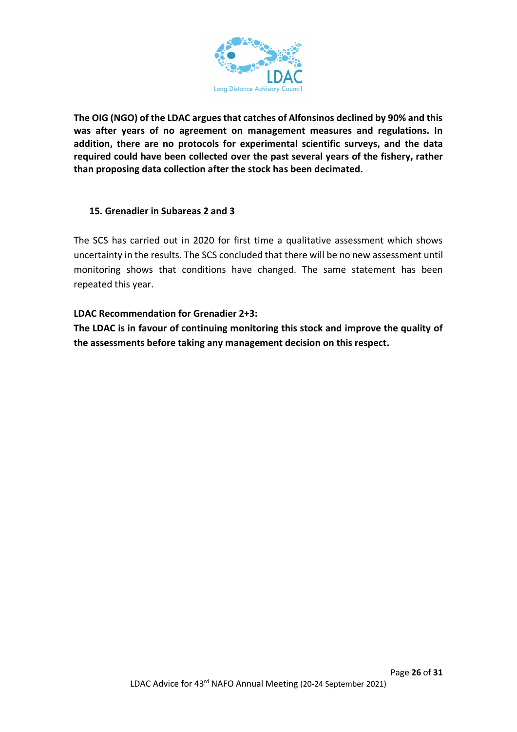**The OIG (NGO) of the LDAC argues that catches of Alfonsinos declined by 90% and this was after years of no agreement on management measures and regulations. In addition, there are no protocols for experimental scientific surveys, and the data required could have been collected over the past several years of the fishery, rather than proposing data collection after the stock has been decimated.**

## 15. Grenadier in Subareas 2 and 3

The SCS has carried out in 2020 for first time a qualitative assessment which shows uncertainty in the results. The SCS concluded that there will be no new assessment until monitoring shows that conditions have changed. The same statement has been repeated this year.

**LDAC Recommendation for Grenadier 2+3:**

**The LDAC is in favour of continuing monitoring this stock and improve the quality of the assessments before taking any management decision on this respect.**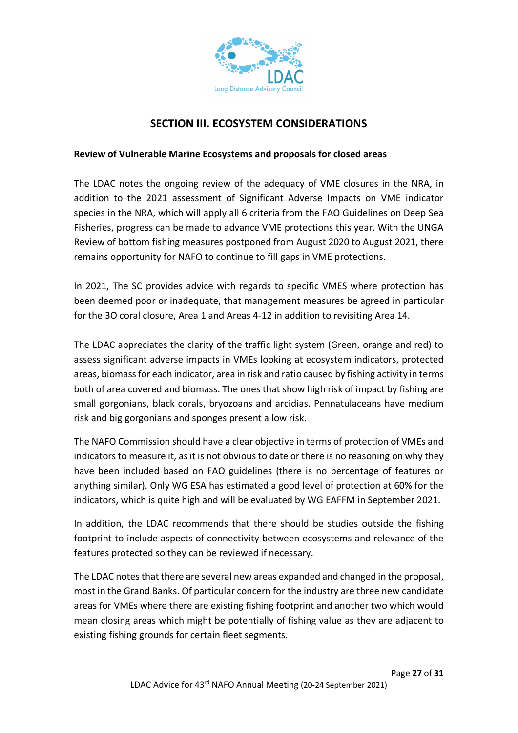## SECTION III. ECOSYSTEM CONSIDERATIONS

**Review of Vulnerable Marine Ecosystems and proposals for closed areas**

The LDAC notes the ongoing review of the adequacy of VME closures in the NRA, in addition to the 2021 assessment of Significant Adverse Impacts on VME indicator species in the NRA, which will apply all 6 criteria from the FAO Guidelines on Deep Sea Fisheries, progress can be made to advance VME protections this year. With the UNGA Review of bottom fishing measures postponed from August 2020 to August 2021, there remains opportunity for NAFO to continue to fill gaps in VME protections.

In 2021, The SC provides advice with regards to specific VMES where protection has been deemed poor or inadequate, that management measures be agreed in particular for the 3O coral closure, Area 1 and Areas 4-12 in addition to revisiting Area 14.

The LDAC appreciates the clarity of the traffic light system (Green, orange and red) to assess significant adverse impacts in VMEs looking at ecosystem indicators, protected areas, biomass for each indicator, area in risk and ratio caused by fishing activity in terms both of area covered and biomass. The ones that show high risk of impact by fishing are small gorgonians, black corals, bryozoans and arcidias. Pennatulaceans have medium risk and big gorgonians and sponges present a low risk.

The NAFO Commission should have a clear objective in terms of protection of VMEs and indicators to measure it, as it is not obvious to date or there is no reasoning on why they have been included based on FAO guidelines (there is no percentage of features or anything similar). Only WG ESA has estimated a good level of protection at 60% for the indicators, which is quite high and will be evaluated by WG EAFFM in September 2021.

In addition, the LDAC recommends that there should be studies outside the fishing footprint to include aspects of connectivity between ecosystems and relevance of the features protected so they can be reviewed if necessary.

The LDAC notes that there are several new areas expanded and changed in the proposal, most in the Grand Banks. Of particular concern for the industry are three new candidate areas for VMEs where there are existing fishing footprint and another two which would mean closing areas which might be potentially of fishing value as they are adjacent to existing fishing grounds for certain fleet segments.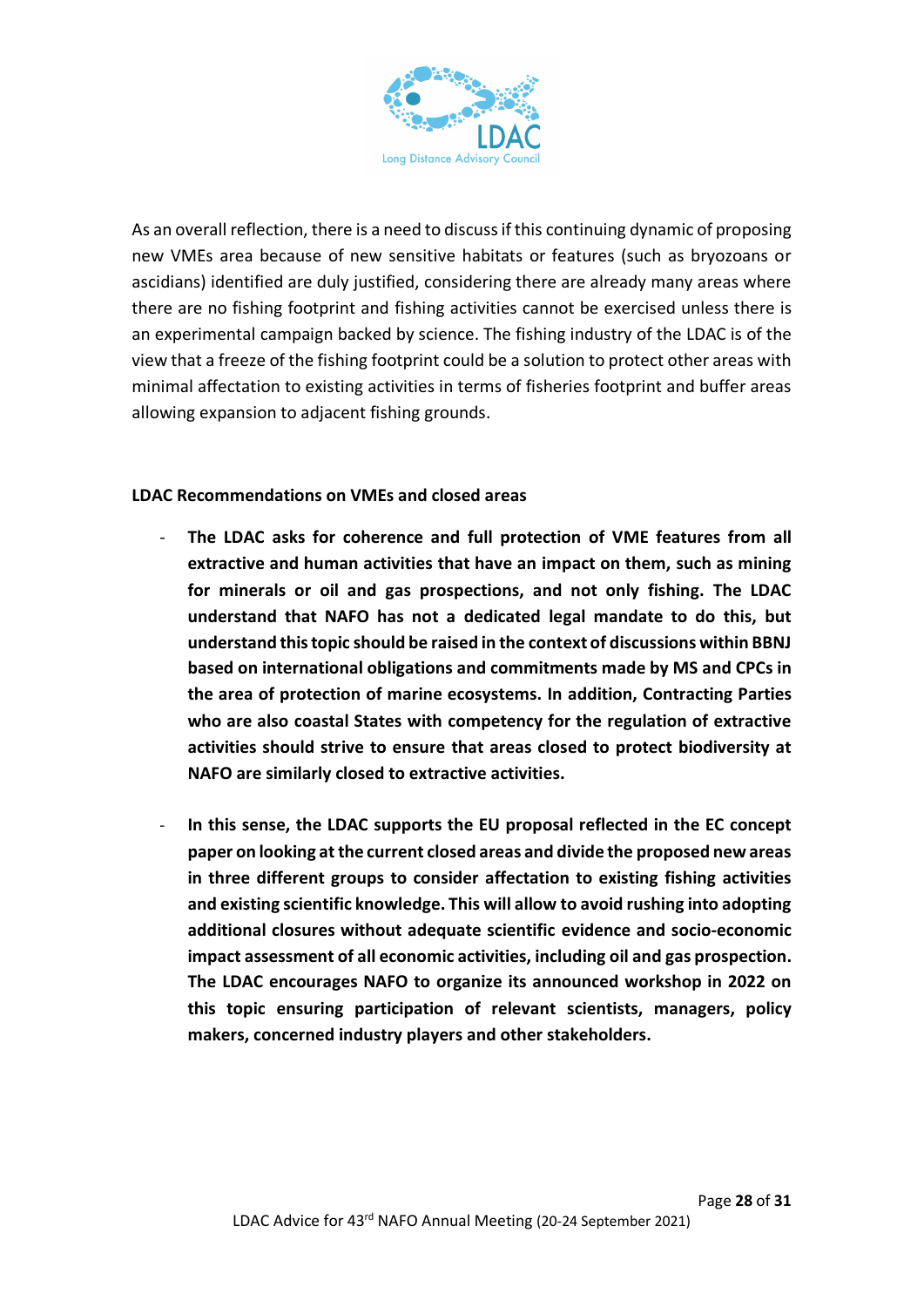As an overall reflection, there is a need to discuss if this continuing dynamic of proposing new VMEs area because of new sensitive habitats or features (such as bryozoans or ascidians) identified are duly justified, considering there are already many areas where there are no fishing footprint and fishing activities cannot be exercised unless there is an experimental campaign backed by science. The fishing industry of the LDAC is of the view that a freeze of the fishing footprint could be a solution to protect other areas with minimal affectation to existing activities in terms of fisheries footprint and buffer areas allowing expansion to adjacent fishing grounds.

**LDAC Recommendations on VMEs and closed areas**

- **The LDAC asks for coherence and full protection of VME features from all extractive and human activities that have an impact on them, such as mining for minerals or oil and gas prospections, and not only fishing. The LDAC understand that NAFO has not a dedicated legal mandate to do this, but understand this topic should be raised in the context of discussions within BBNJ based on international obligations and commitments made by MS and CPCs in the area of protection of marine ecosystems. In addition, Contracting Parties who are also coastal States with competency for the regulation of extractive activities should strive to ensure that areas closed to protect biodiversity at NAFO are similarly closed to extractive activities.**

- **In this sense, the LDAC supports the EU proposal reflected in the EC concept paper on looking at the current closed areas and divide the proposed new areas in three different groups to consider affectation to existing fishing activities and existing scientific knowledge. This will allow to avoid rushing into adopting additional closures without adequate scientific evidence and socio-economic impact assessment of all economic activities, including oil and gas prospection. The LDAC encourages NAFO to organize its announced workshop in 2022 on this topic ensuring participation of relevant scientists, managers, policy makers, concerned industry players and other stakeholders.**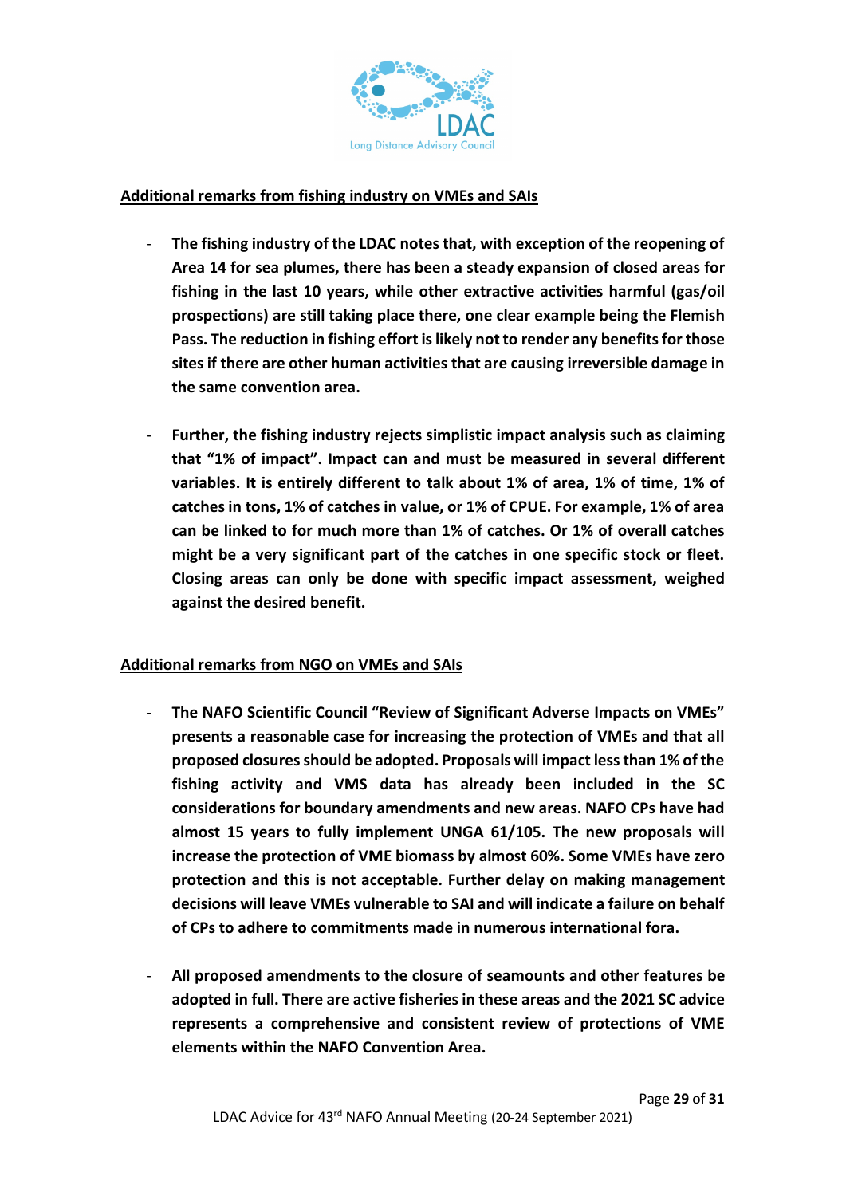**Additional remarks from fishing industry on VMEs and SAIs**

- **The fishing industry of the LDAC notes that, with exception of the reopening of Area 14 for sea plumes, there has been a steady expansion of closed areas for fishing in the last 10 years, while other extractive activities harmful (gas/oil prospections) are still taking place there, one clear example being the Flemish Pass. The reduction in fishing effort is likely not to render any benefits for those sites if there are other human activities that are causing irreversible damage in the same convention area.**

- **Further, the fishing industry rejects simplistic impact analysis such as claiming that "1% of impact". Impact can and must be measured in several different variables. It is entirely different to talk about 1% of area, 1% of time, 1% of catches in tons, 1% of catches in value, or 1% of CPUE. For example, 1% of area can be linked to for much more than 1% of catches. Or 1% of overall catches might be a very significant part of the catches in one specific stock or fleet. Closing areas can only be done with specific impact assessment, weighed against the desired benefit.**

**Additional remarks from NGO on VMEs and SAIs**

- **The NAFO Scientific Council "Review of Significant Adverse Impacts on VMEs" presents a reasonable case for increasing the protection of VMEs and that all proposed closures should be adopted. Proposals will impact less than 1% of the fishing activity and VMS data has already been included in the SC considerations for boundary amendments and new areas. NAFO CPs have had almost 15 years to fully implement UNGA 61/105. The new proposals will increase the protection of VME biomass by almost 60%. Some VMEs have zero protection and this is not acceptable. Further delay on making management decisions will leave VMEs vulnerable to SAI and will indicate a failure on behalf of CPs to adhere to commitments made in numerous international fora.**

- **All proposed amendments to the closure of seamounts and other features be adopted in full. There are active fisheries in these areas and the 2021 SC advice represents a comprehensive and consistent review of protections of VME elements within the NAFO Convention Area.**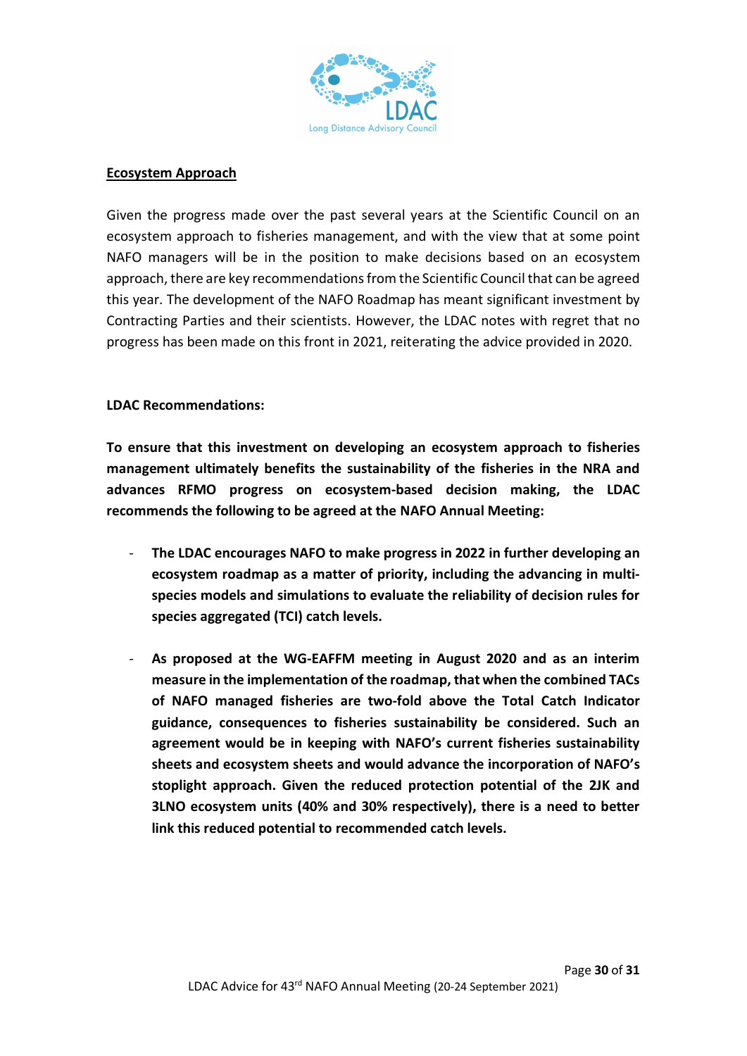**Ecosystem Approach**

Given the progress made over the past several years at the Scientific Council on an ecosystem approach to fisheries management, and with the view that at some point NAFO managers will be in the position to make decisions based on an ecosystem approach, there are key recommendations from the Scientific Council that can be agreed this year. The development of the NAFO Roadmap has meant significant investment by Contracting Parties and their scientists. However, the LDAC notes with regret that no progress has been made on this front in 2021, reiterating the advice provided in 2020.

**LDAC Recommendations:**

**To ensure that this investment on developing an ecosystem approach to fisheries management ultimately benefits the sustainability of the fisheries in the NRA and advances RFMO progress on ecosystem-based decision making, the LDAC recommends the following to be agreed at the NAFO Annual Meeting:**

- **The LDAC encourages NAFO to make progress in 2022 in further developing an ecosystem roadmap as a matter of priority, including the advancing in multi-species models and simulations to evaluate the reliability of decision rules for species aggregated (TCI) catch levels.**

- **As proposed at the WG-EAFFM meeting in August 2020 and as an interim measure in the implementation of the roadmap, that when the combined TACs of NAFO managed fisheries are two-fold above the Total Catch Indicator guidance, consequences to fisheries sustainability be considered. Such an agreement would be in keeping with NAFO's current fisheries sustainability sheets and ecosystem sheets and would advance the incorporation of NAFO's stoplight approach. Given the reduced protection potential of the 2JK and 3LNO ecosystem units (40% and 30% respectively), there is a need to better link this reduced potential to recommended catch levels.**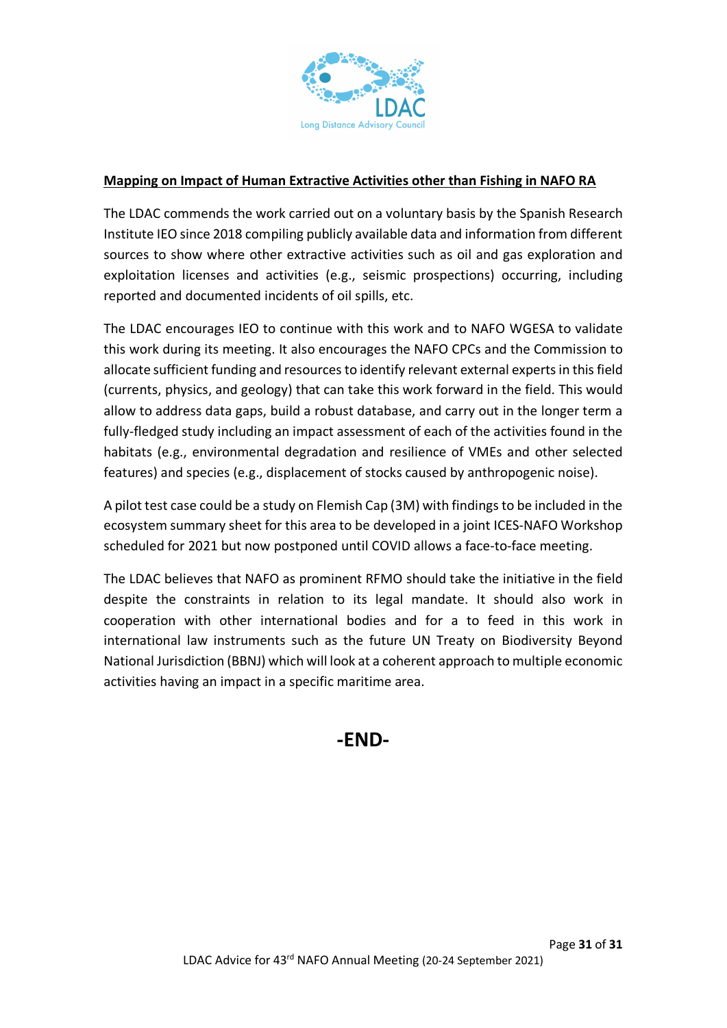**Mapping on Impact of Human Extractive Activities other than Fishing in NAFO RA**

The LDAC commends the work carried out on a voluntary basis by the Spanish Research Institute IEO since 2018 compiling publicly available data and information from different sources to show where other extractive activities such as oil and gas exploration and exploitation licenses and activities (e.g., seismic prospections) occurring, including reported and documented incidents of oil spills, etc.

The LDAC encourages IEO to continue with this work and to NAFO WGESA to validate this work during its meeting. It also encourages the NAFO CPCs and the Commission to allocate sufficient funding and resources to identify relevant external experts in this field (currents, physics, and geology) that can take this work forward in the field. This would allow to address data gaps, build a robust database, and carry out in the longer term a fully-fledged study including an impact assessment of each of the activities found in the habitats (e.g., environmental degradation and resilience of VMEs and other selected features) and species (e.g., displacement of stocks caused by anthropogenic noise).

A pilot test case could be a study on Flemish Cap (3M) with findings to be included in the ecosystem summary sheet for this area to be developed in a joint ICES-NAFO Workshop scheduled for 2021 but now postponed until COVID allows a face-to-face meeting.

The LDAC believes that NAFO as prominent RFMO should take the initiative in the field despite the constraints in relation to its legal mandate. It should also work in cooperation with other international bodies and for a to feed in this work in international law instruments such as the future UN Treaty on Biodiversity Beyond National Jurisdiction (BBNJ) which will look at a coherent approach to multiple economic activities having an impact in a specific maritime area.

**-END-**